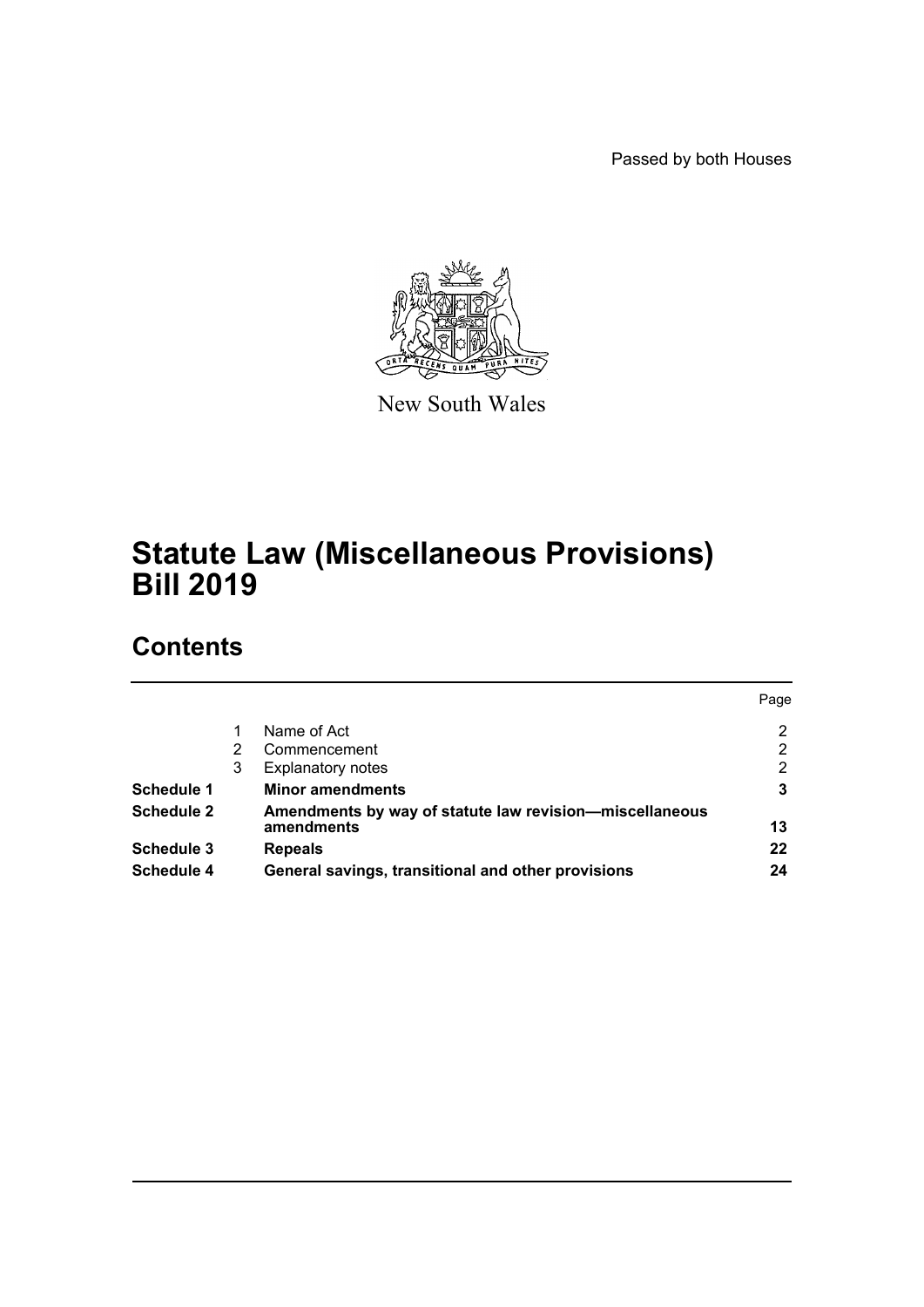Passed by both Houses

New South Wales

# Statute Law (Miscellaneous Provisions) Bill 2019

## Contents

| | | | Page |
|---|---|---|---|
| | 1 | Name of Act | 2 |
| | 2 | Commencement | 2 |
| | 3 | Explanatory notes | 2 |
| **Schedule 1** | | **Minor amendments** | **3** |
| **Schedule 2** | | **Amendments by way of statute law revision—miscellaneous amendments** | **13** |
| **Schedule 3** | | **Repeals** | **22** |
| **Schedule 4** | | **General savings, transitional and other provisions** | **24** |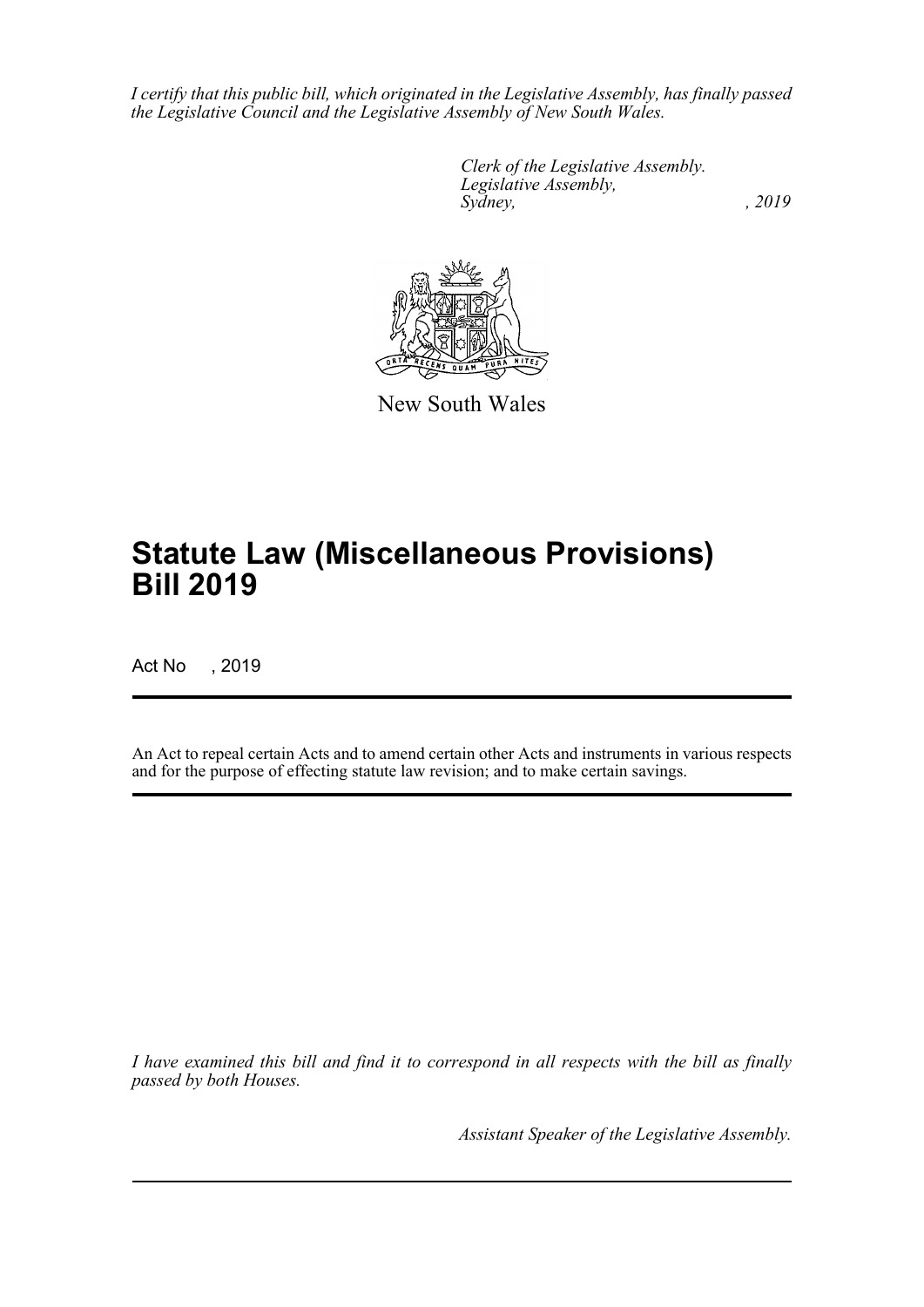*I certify that this public bill, which originated in the Legislative Assembly, has finally passed the Legislative Council and the Legislative Assembly of New South Wales.*

*Clerk of the Legislative Assembly.*
*Legislative Assembly,*
*Sydney, , 2019*

New South Wales

# Statute Law (Miscellaneous Provisions) Bill 2019

Act No , 2019

An Act to repeal certain Acts and to amend certain other Acts and instruments in various respects and for the purpose of effecting statute law revision; and to make certain savings.

*I have examined this bill and find it to correspond in all respects with the bill as finally passed by both Houses.*

*Assistant Speaker of the Legislative Assembly.*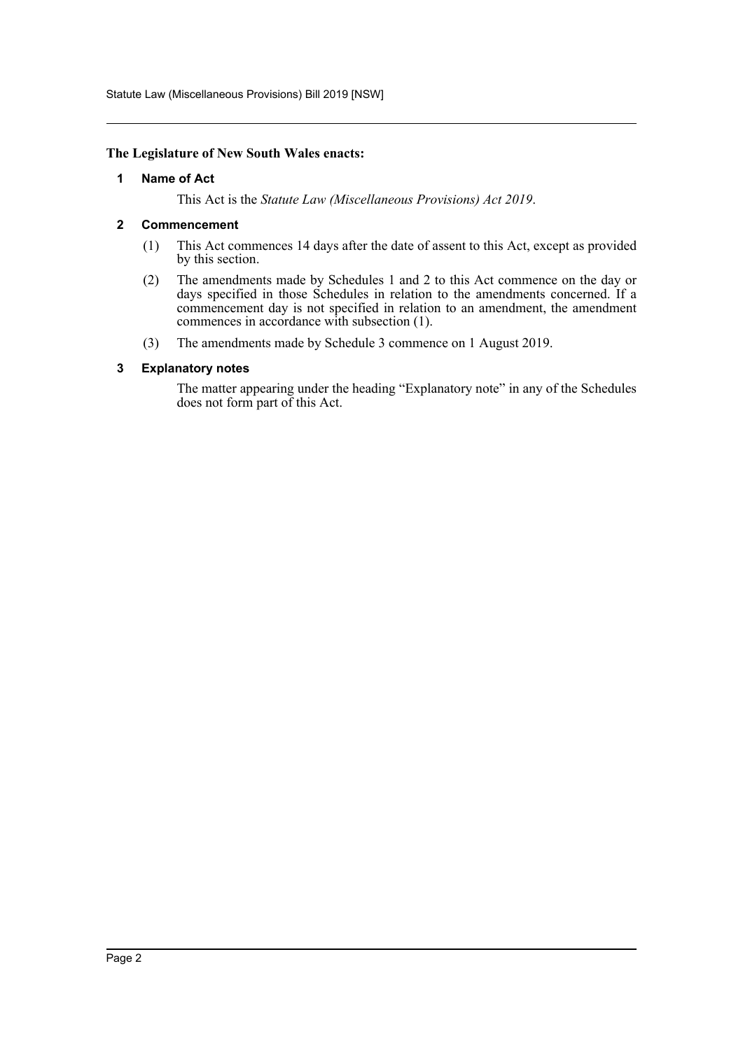**The Legislature of New South Wales enacts:**

### 1 Name of Act

This Act is the *Statute Law (Miscellaneous Provisions) Act 2019*.

### 2 Commencement

(1) This Act commences 14 days after the date of assent to this Act, except as provided by this section.

(2) The amendments made by Schedules 1 and 2 to this Act commence on the day or days specified in those Schedules in relation to the amendments concerned. If a commencement day is not specified in relation to an amendment, the amendment commences in accordance with subsection (1).

(3) The amendments made by Schedule 3 commence on 1 August 2019.

### 3 Explanatory notes

The matter appearing under the heading "Explanatory note" in any of the Schedules does not form part of this Act.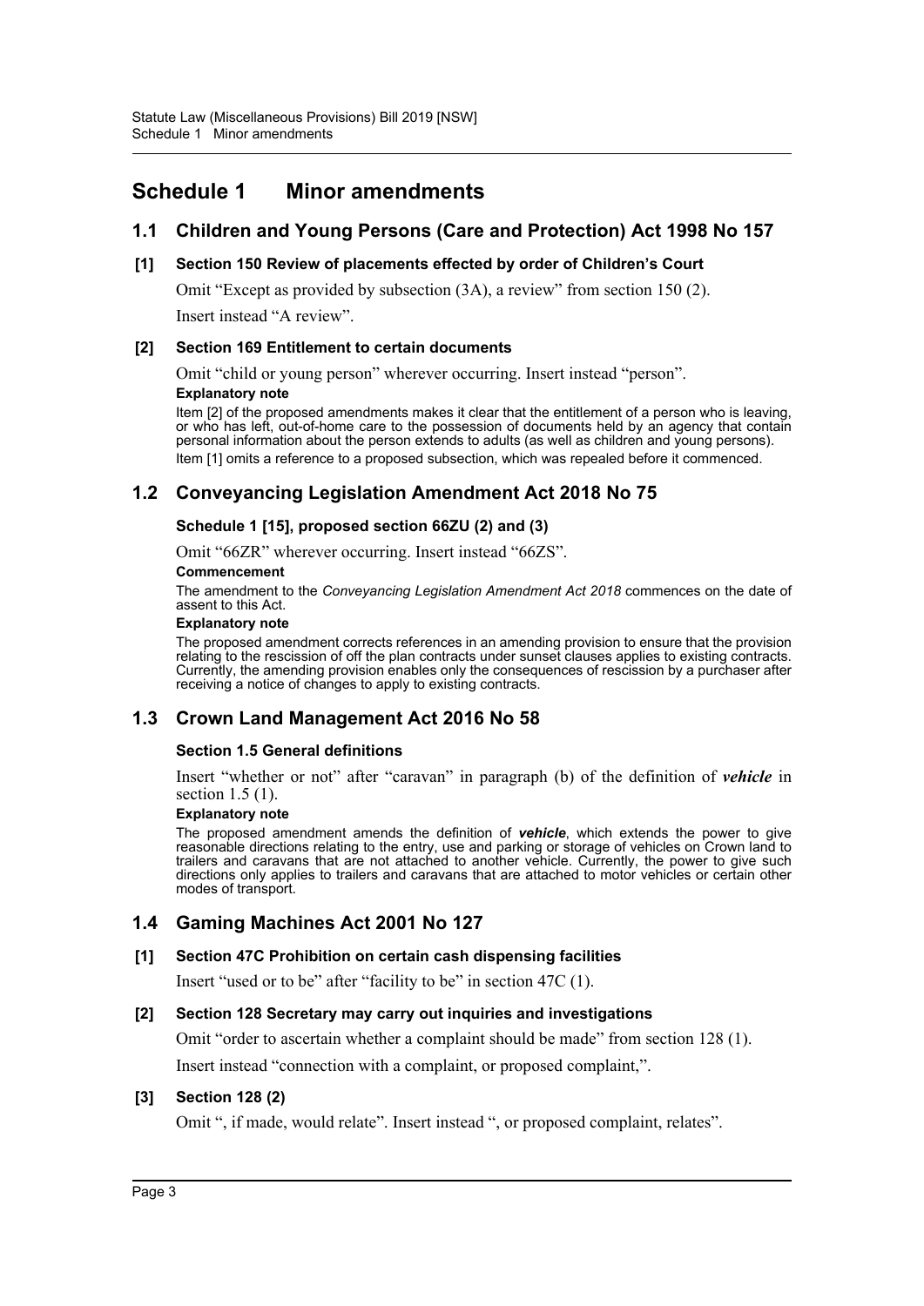# Schedule 1 Minor amendments

## 1.1 Children and Young Persons (Care and Protection) Act 1998 No 157

### [1] Section 150 Review of placements effected by order of Children's Court

Omit "Except as provided by subsection (3A), a review" from section 150 (2).

Insert instead "A review".

### [2] Section 169 Entitlement to certain documents

Omit "child or young person" wherever occurring. Insert instead "person".

**Explanatory note**

Item [2] of the proposed amendments makes it clear that the entitlement of a person who is leaving, or who has left, out-of-home care to the possession of documents held by an agency that contain personal information about the person extends to adults (as well as children and young persons).

Item [1] omits a reference to a proposed subsection, which was repealed before it commenced.

## 1.2 Conveyancing Legislation Amendment Act 2018 No 75

### Schedule 1 [15], proposed section 66ZU (2) and (3)

Omit "66ZR" wherever occurring. Insert instead "66ZS".

**Commencement**

The amendment to the *Conveyancing Legislation Amendment Act 2018* commences on the date of assent to this Act.

**Explanatory note**

The proposed amendment corrects references in an amending provision to ensure that the provision relating to the rescission of off the plan contracts under sunset clauses applies to existing contracts. Currently, the amending provision enables only the consequences of rescission by a purchaser after receiving a notice of changes to apply to existing contracts.

## 1.3 Crown Land Management Act 2016 No 58

### Section 1.5 General definitions

Insert "whether or not" after "caravan" in paragraph (b) of the definition of ***vehicle*** in section 1.5 (1).

**Explanatory note**

The proposed amendment amends the definition of ***vehicle***, which extends the power to give reasonable directions relating to the entry, use and parking or storage of vehicles on Crown land to trailers and caravans that are not attached to another vehicle. Currently, the power to give such directions only applies to trailers and caravans that are attached to motor vehicles or certain other modes of transport.

## 1.4 Gaming Machines Act 2001 No 127

### [1] Section 47C Prohibition on certain cash dispensing facilities

Insert "used or to be" after "facility to be" in section 47C (1).

### [2] Section 128 Secretary may carry out inquiries and investigations

Omit "order to ascertain whether a complaint should be made" from section 128 (1).

Insert instead "connection with a complaint, or proposed complaint,".

### [3] Section 128 (2)

Omit ", if made, would relate". Insert instead ", or proposed complaint, relates".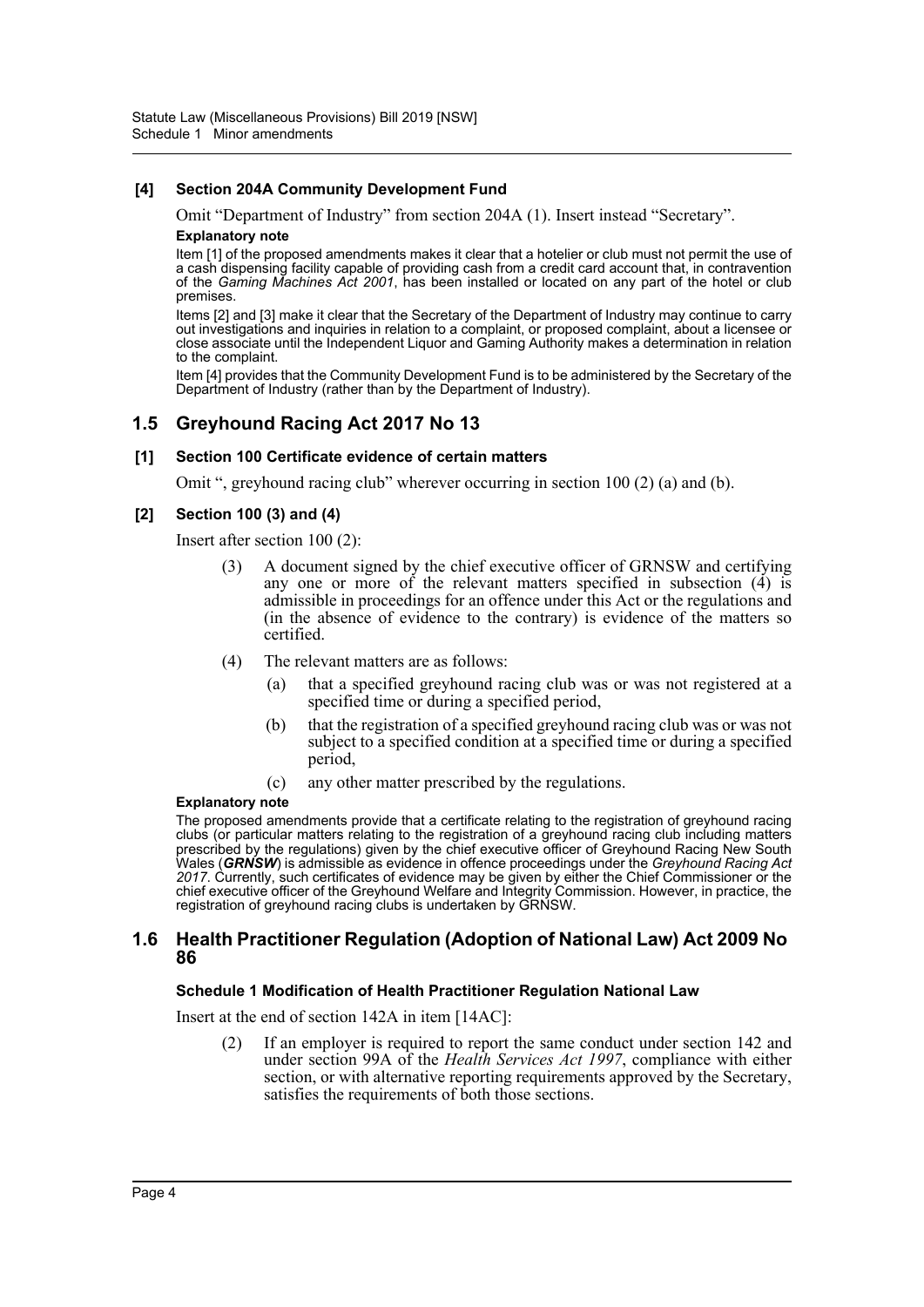### [4] Section 204A Community Development Fund

Omit "Department of Industry" from section 204A (1). Insert instead "Secretary".

**Explanatory note**

Item [1] of the proposed amendments makes it clear that a hotelier or club must not permit the use of a cash dispensing facility capable of providing cash from a credit card account that, in contravention of the *Gaming Machines Act 2001*, has been installed or located on any part of the hotel or club premises.

Items [2] and [3] make it clear that the Secretary of the Department of Industry may continue to carry out investigations and inquiries in relation to a complaint, or proposed complaint, about a licensee or close associate until the Independent Liquor and Gaming Authority makes a determination in relation to the complaint.

Item [4] provides that the Community Development Fund is to be administered by the Secretary of the Department of Industry (rather than by the Department of Industry).

## 1.5 Greyhound Racing Act 2017 No 13

### [1] Section 100 Certificate evidence of certain matters

Omit ", greyhound racing club" wherever occurring in section 100 (2) (a) and (b).

### [2] Section 100 (3) and (4)

Insert after section 100 (2):

(3) A document signed by the chief executive officer of GRNSW and certifying any one or more of the relevant matters specified in subsection (4) is admissible in proceedings for an offence under this Act or the regulations and (in the absence of evidence to the contrary) is evidence of the matters so certified.

(4) The relevant matters are as follows:

(a) that a specified greyhound racing club was or was not registered at a specified time or during a specified period,

(b) that the registration of a specified greyhound racing club was or was not subject to a specified condition at a specified time or during a specified period,

(c) any other matter prescribed by the regulations.

**Explanatory note**

The proposed amendments provide that a certificate relating to the registration of greyhound racing clubs (or particular matters relating to the registration of a greyhound racing club including matters prescribed by the regulations) given by the chief executive officer of Greyhound Racing New South Wales (***GRNSW***) is admissible as evidence in offence proceedings under the *Greyhound Racing Act 2017*. Currently, such certificates of evidence may be given by either the Chief Commissioner or the chief executive officer of the Greyhound Welfare and Integrity Commission. However, in practice, the registration of greyhound racing clubs is undertaken by GRNSW.

## 1.6 Health Practitioner Regulation (Adoption of National Law) Act 2009 No 86

### Schedule 1 Modification of Health Practitioner Regulation National Law

Insert at the end of section 142A in item [14AC]:

(2) If an employer is required to report the same conduct under section 142 and under section 99A of the *Health Services Act 1997*, compliance with either section, or with alternative reporting requirements approved by the Secretary, satisfies the requirements of both those sections.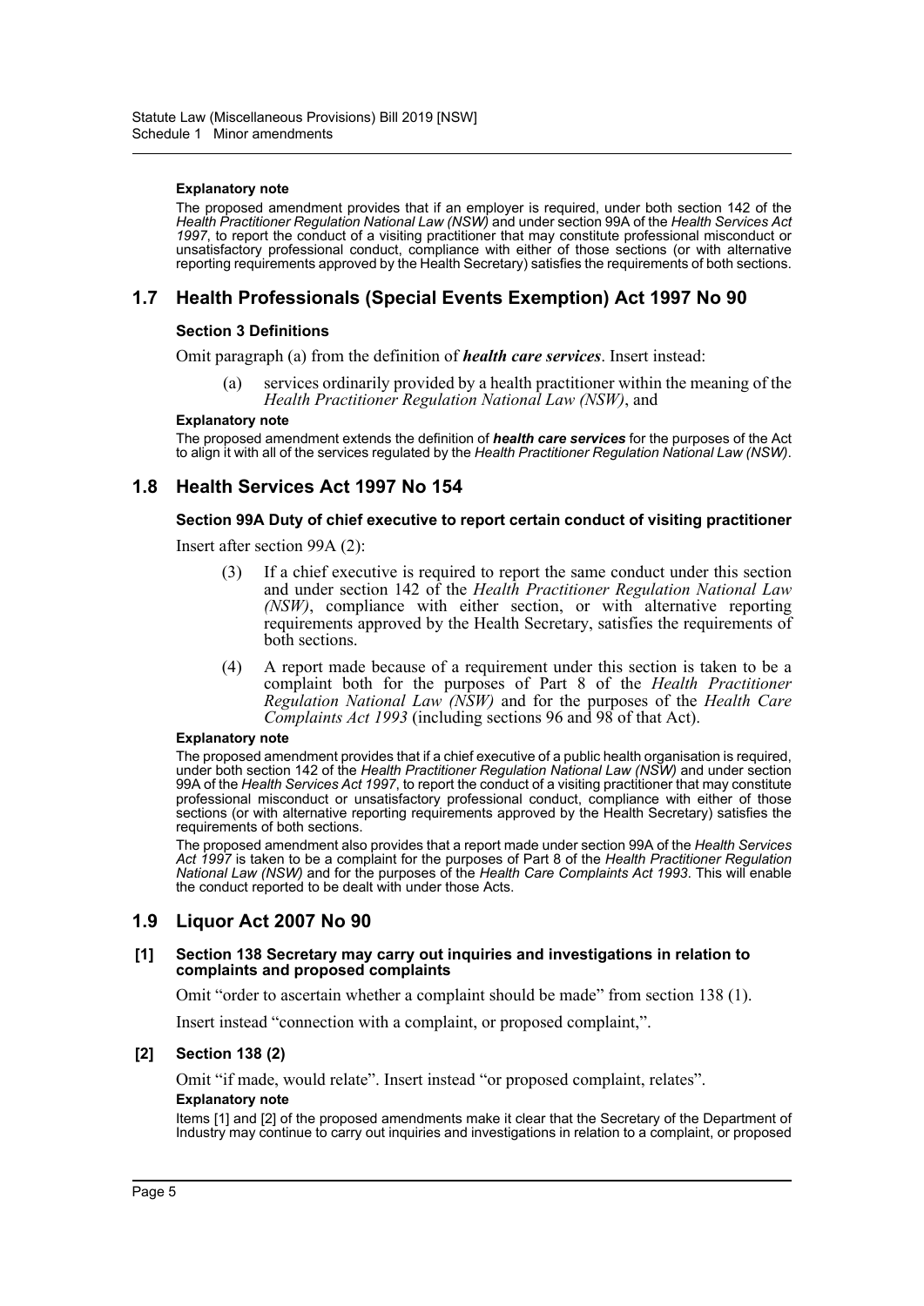#### Explanatory note

The proposed amendment provides that if an employer is required, under both section 142 of the *Health Practitioner Regulation National Law (NSW)* and under section 99A of the *Health Services Act 1997*, to report the conduct of a visiting practitioner that may constitute professional misconduct or unsatisfactory professional conduct, compliance with either of those sections (or with alternative reporting requirements approved by the Health Secretary) satisfies the requirements of both sections.

## 1.7 Health Professionals (Special Events Exemption) Act 1997 No 90

### Section 3 Definitions

Omit paragraph (a) from the definition of ***health care services***. Insert instead:

> (a) services ordinarily provided by a health practitioner within the meaning of the *Health Practitioner Regulation National Law (NSW)*, and

#### Explanatory note

The proposed amendment extends the definition of ***health care services*** for the purposes of the Act to align it with all of the services regulated by the *Health Practitioner Regulation National Law (NSW)*.

## 1.8 Health Services Act 1997 No 154

### Section 99A Duty of chief executive to report certain conduct of visiting practitioner

Insert after section 99A (2):

> (3) If a chief executive is required to report the same conduct under this section and under section 142 of the *Health Practitioner Regulation National Law (NSW)*, compliance with either section, or with alternative reporting requirements approved by the Health Secretary, satisfies the requirements of both sections.
>
> (4) A report made because of a requirement under this section is taken to be a complaint both for the purposes of Part 8 of the *Health Practitioner Regulation National Law (NSW)* and for the purposes of the *Health Care Complaints Act 1993* (including sections 96 and 98 of that Act).

#### Explanatory note

The proposed amendment provides that if a chief executive of a public health organisation is required, under both section 142 of the *Health Practitioner Regulation National Law (NSW)* and under section 99A of the *Health Services Act 1997*, to report the conduct of a visiting practitioner that may constitute professional misconduct or unsatisfactory professional conduct, compliance with either of those sections (or with alternative reporting requirements approved by the Health Secretary) satisfies the requirements of both sections.

The proposed amendment also provides that a report made under section 99A of the *Health Services Act 1997* is taken to be a complaint for the purposes of Part 8 of the *Health Practitioner Regulation National Law (NSW)* and for the purposes of the *Health Care Complaints Act 1993*. This will enable the conduct reported to be dealt with under those Acts.

## 1.9 Liquor Act 2007 No 90

### [1] Section 138 Secretary may carry out inquiries and investigations in relation to complaints and proposed complaints

Omit "order to ascertain whether a complaint should be made" from section 138 (1).

Insert instead "connection with a complaint, or proposed complaint,".

### [2] Section 138 (2)

Omit "if made, would relate". Insert instead "or proposed complaint, relates".

#### Explanatory note

Items [1] and [2] of the proposed amendments make it clear that the Secretary of the Department of Industry may continue to carry out inquiries and investigations in relation to a complaint, or proposed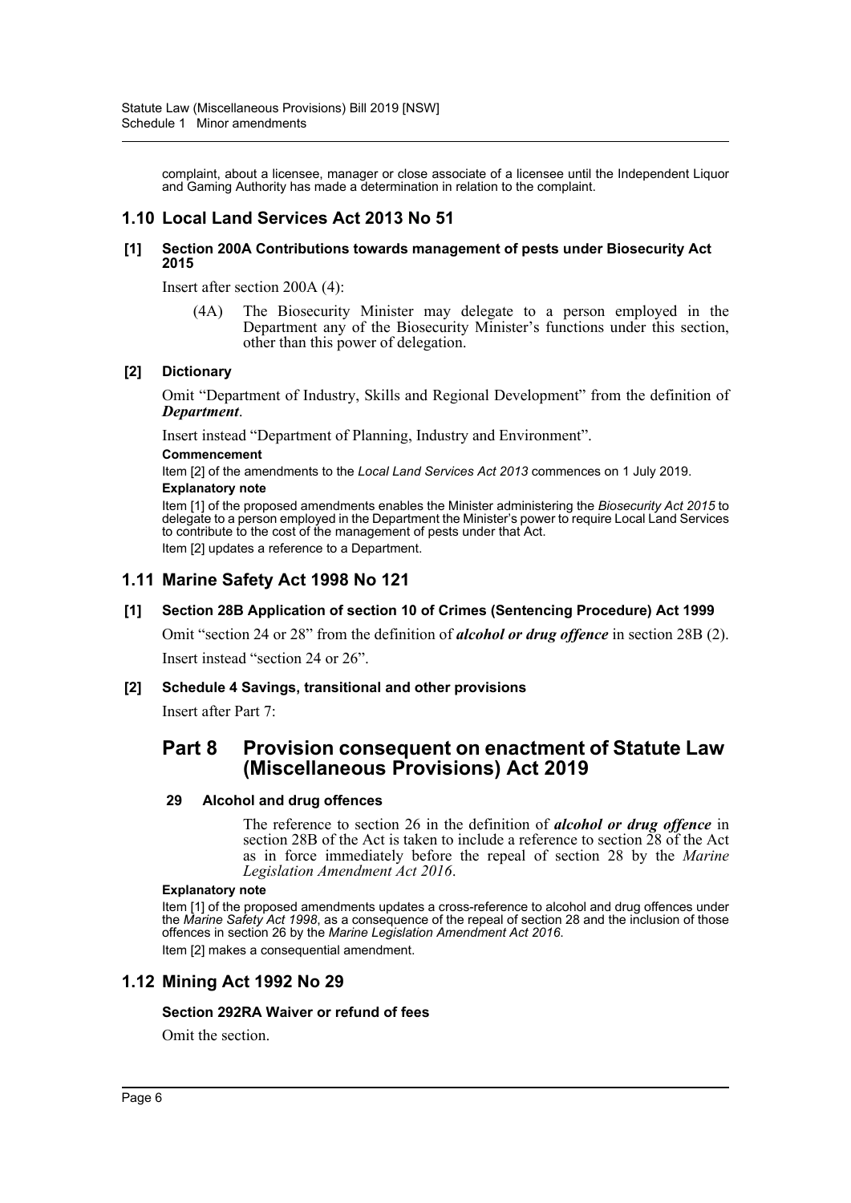complaint, about a licensee, manager or close associate of a licensee until the Independent Liquor and Gaming Authority has made a determination in relation to the complaint.

## 1.10 Local Land Services Act 2013 No 51

### [1] Section 200A Contributions towards management of pests under Biosecurity Act 2015

Insert after section 200A (4):

> (4A) The Biosecurity Minister may delegate to a person employed in the Department any of the Biosecurity Minister's functions under this section, other than this power of delegation.

### [2] Dictionary

Omit "Department of Industry, Skills and Regional Development" from the definition of ***Department***.

Insert instead "Department of Planning, Industry and Environment".

**Commencement**

Item [2] of the amendments to the *Local Land Services Act 2013* commences on 1 July 2019.

**Explanatory note**

Item [1] of the proposed amendments enables the Minister administering the *Biosecurity Act 2015* to delegate to a person employed in the Department the Minister's power to require Local Land Services to contribute to the cost of the management of pests under that Act.

Item [2] updates a reference to a Department.

## 1.11 Marine Safety Act 1998 No 121

### [1] Section 28B Application of section 10 of Crimes (Sentencing Procedure) Act 1999

Omit "section 24 or 28" from the definition of ***alcohol or drug offence*** in section 28B (2).

Insert instead "section 24 or 26".

### [2] Schedule 4 Savings, transitional and other provisions

Insert after Part 7:

## Part 8 Provision consequent on enactment of Statute Law (Miscellaneous Provisions) Act 2019

### 29 Alcohol and drug offences

The reference to section 26 in the definition of ***alcohol or drug offence*** in section 28B of the Act is taken to include a reference to section 28 of the Act as in force immediately before the repeal of section 28 by the *Marine Legislation Amendment Act 2016*.

**Explanatory note**

Item [1] of the proposed amendments updates a cross-reference to alcohol and drug offences under the *Marine Safety Act 1998*, as a consequence of the repeal of section 28 and the inclusion of those offences in section 26 by the *Marine Legislation Amendment Act 2016*.

Item [2] makes a consequential amendment.

## 1.12 Mining Act 1992 No 29

### Section 292RA Waiver or refund of fees

Omit the section.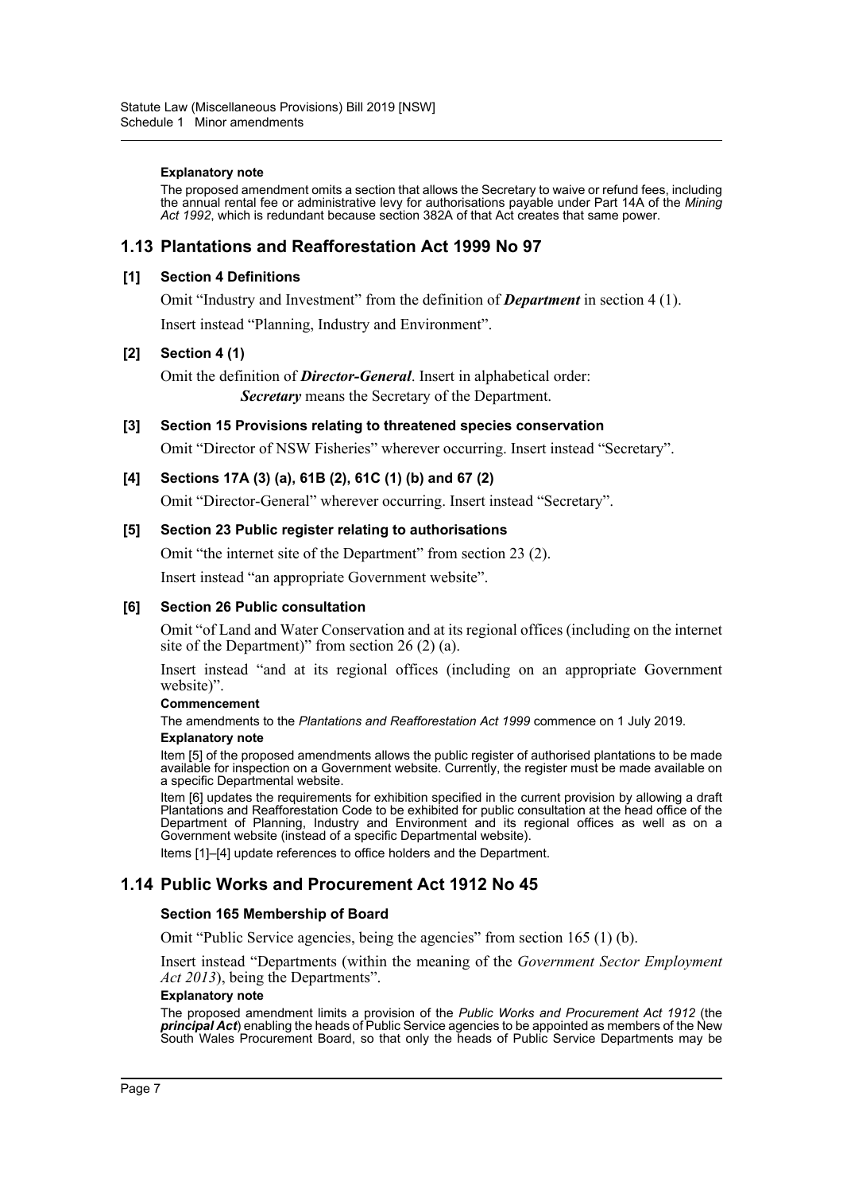#### Explanatory note

The proposed amendment omits a section that allows the Secretary to waive or refund fees, including the annual rental fee or administrative levy for authorisations payable under Part 14A of the *Mining Act 1992*, which is redundant because section 382A of that Act creates that same power.

## 1.13 Plantations and Reafforestation Act 1999 No 97

### [1] Section 4 Definitions

Omit "Industry and Investment" from the definition of ***Department*** in section 4 (1).

Insert instead "Planning, Industry and Environment".

### [2] Section 4 (1)

Omit the definition of ***Director-General***. Insert in alphabetical order:

***Secretary*** means the Secretary of the Department.

### [3] Section 15 Provisions relating to threatened species conservation

Omit "Director of NSW Fisheries" wherever occurring. Insert instead "Secretary".

### [4] Sections 17A (3) (a), 61B (2), 61C (1) (b) and 67 (2)

Omit "Director-General" wherever occurring. Insert instead "Secretary".

### [5] Section 23 Public register relating to authorisations

Omit "the internet site of the Department" from section 23 (2).

Insert instead "an appropriate Government website".

### [6] Section 26 Public consultation

Omit "of Land and Water Conservation and at its regional offices (including on the internet site of the Department)" from section 26 (2) (a).

Insert instead "and at its regional offices (including on an appropriate Government website)".

#### Commencement

The amendments to the *Plantations and Reafforestation Act 1999* commence on 1 July 2019.

#### Explanatory note

Item [5] of the proposed amendments allows the public register of authorised plantations to be made available for inspection on a Government website. Currently, the register must be made available on a specific Departmental website.

Item [6] updates the requirements for exhibition specified in the current provision by allowing a draft Plantations and Reafforestation Code to be exhibited for public consultation at the head office of the Department of Planning, Industry and Environment and its regional offices as well as on a Government website (instead of a specific Departmental website).

Items [1]–[4] update references to office holders and the Department.

## 1.14 Public Works and Procurement Act 1912 No 45

### Section 165 Membership of Board

Omit "Public Service agencies, being the agencies" from section 165 (1) (b).

Insert instead "Departments (within the meaning of the *Government Sector Employment Act 2013*), being the Departments".

#### Explanatory note

The proposed amendment limits a provision of the *Public Works and Procurement Act 1912* (the ***principal Act***) enabling the heads of Public Service agencies to be appointed as members of the New South Wales Procurement Board, so that only the heads of Public Service Departments may be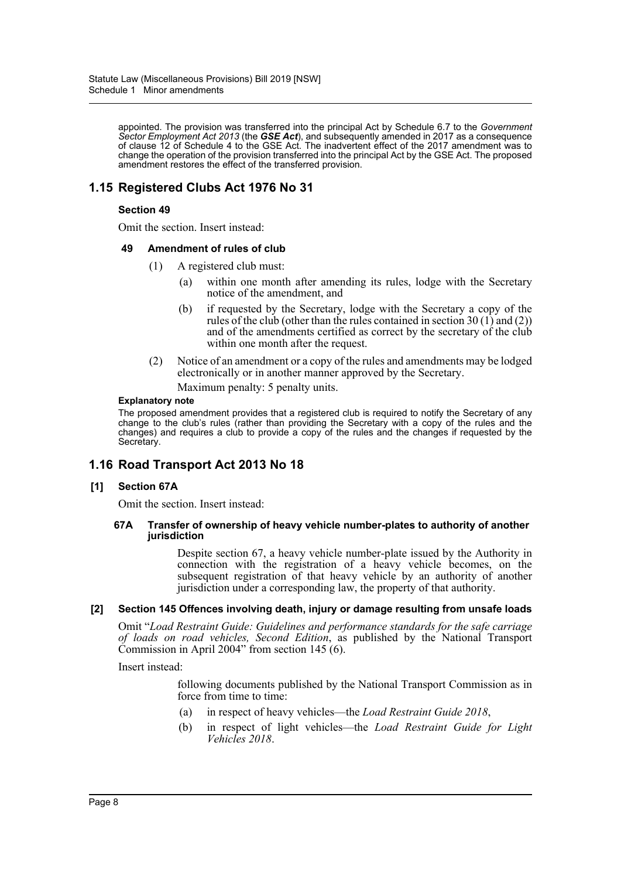appointed. The provision was transferred into the principal Act by Schedule 6.7 to the *Government Sector Employment Act 2013* (the ***GSE Act***), and subsequently amended in 2017 as a consequence of clause 12 of Schedule 4 to the GSE Act. The inadvertent effect of the 2017 amendment was to change the operation of the provision transferred into the principal Act by the GSE Act. The proposed amendment restores the effect of the transferred provision.

## 1.15 Registered Clubs Act 1976 No 31

### Section 49

Omit the section. Insert instead:

#### 49 Amendment of rules of club

(1) A registered club must:

(a) within one month after amending its rules, lodge with the Secretary notice of the amendment, and

(b) if requested by the Secretary, lodge with the Secretary a copy of the rules of the club (other than the rules contained in section 30 (1) and (2)) and of the amendments certified as correct by the secretary of the club within one month after the request.

(2) Notice of an amendment or a copy of the rules and amendments may be lodged electronically or in another manner approved by the Secretary.

Maximum penalty: 5 penalty units.

**Explanatory note**

The proposed amendment provides that a registered club is required to notify the Secretary of any change to the club's rules (rather than providing the Secretary with a copy of the rules and the changes) and requires a club to provide a copy of the rules and the changes if requested by the Secretary.

## 1.16 Road Transport Act 2013 No 18

### [1] Section 67A

Omit the section. Insert instead:

#### 67A Transfer of ownership of heavy vehicle number-plates to authority of another jurisdiction

Despite section 67, a heavy vehicle number-plate issued by the Authority in connection with the registration of a heavy vehicle becomes, on the subsequent registration of that heavy vehicle by an authority of another jurisdiction under a corresponding law, the property of that authority.

### [2] Section 145 Offences involving death, injury or damage resulting from unsafe loads

Omit "*Load Restraint Guide: Guidelines and performance standards for the safe carriage of loads on road vehicles, Second Edition*, as published by the National Transport Commission in April 2004" from section 145 (6).

Insert instead:

following documents published by the National Transport Commission as in force from time to time:

(a) in respect of heavy vehicles—the *Load Restraint Guide 2018*,

(b) in respect of light vehicles—the *Load Restraint Guide for Light Vehicles 2018*.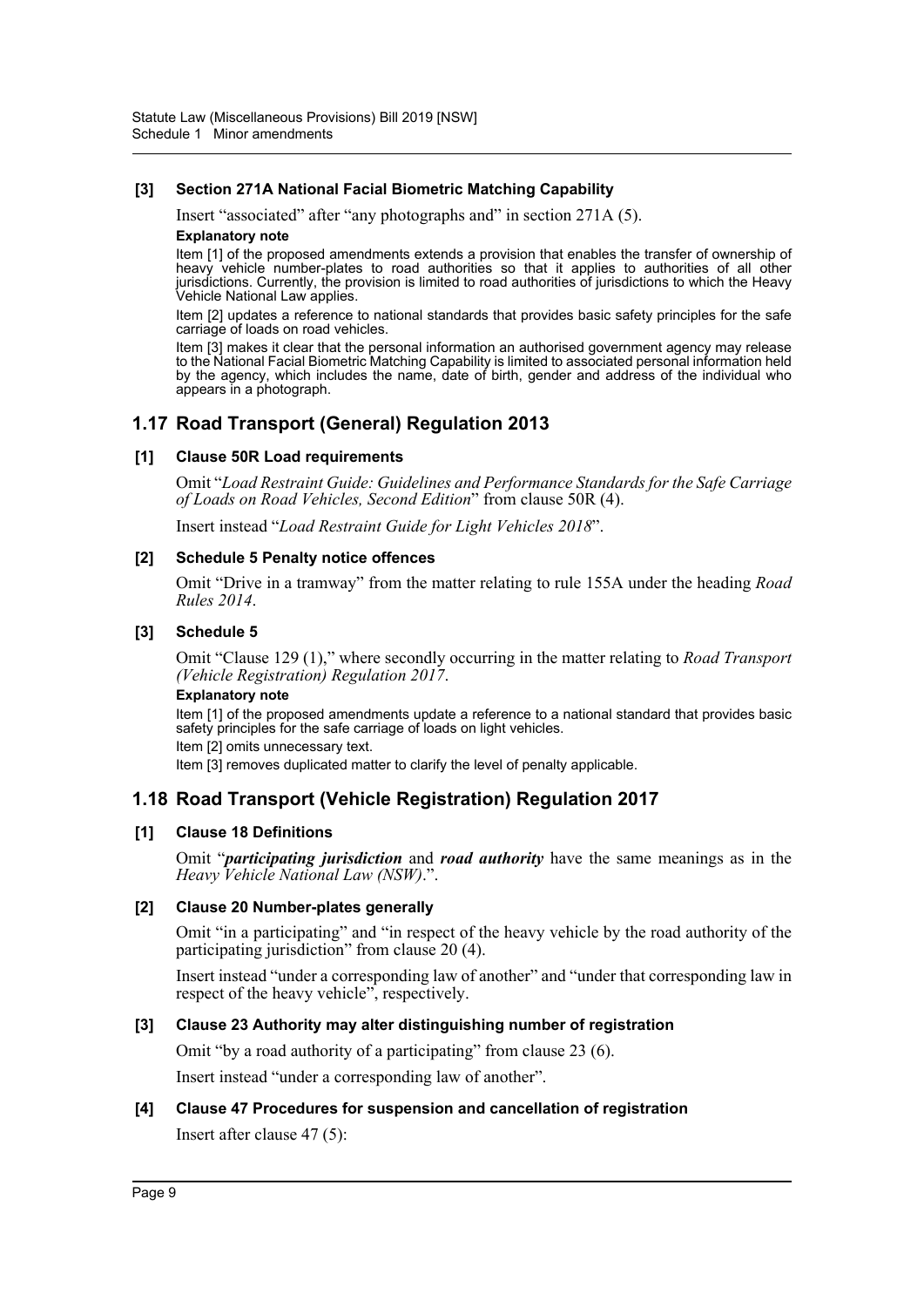### [3] Section 271A National Facial Biometric Matching Capability

Insert "associated" after "any photographs and" in section 271A (5).

**Explanatory note**

Item [1] of the proposed amendments extends a provision that enables the transfer of ownership of heavy vehicle number-plates to road authorities so that it applies to authorities of all other jurisdictions. Currently, the provision is limited to road authorities of jurisdictions to which the Heavy Vehicle National Law applies.

Item [2] updates a reference to national standards that provides basic safety principles for the safe carriage of loads on road vehicles.

Item [3] makes it clear that the personal information an authorised government agency may release to the National Facial Biometric Matching Capability is limited to associated personal information held by the agency, which includes the name, date of birth, gender and address of the individual who appears in a photograph.

## 1.17 Road Transport (General) Regulation 2013

### [1] Clause 50R Load requirements

Omit "*Load Restraint Guide: Guidelines and Performance Standards for the Safe Carriage of Loads on Road Vehicles, Second Edition*" from clause 50R (4).

Insert instead "*Load Restraint Guide for Light Vehicles 2018*".

### [2] Schedule 5 Penalty notice offences

Omit "Drive in a tramway" from the matter relating to rule 155A under the heading *Road Rules 2014*.

### [3] Schedule 5

Omit "Clause 129 (1)," where secondly occurring in the matter relating to *Road Transport (Vehicle Registration) Regulation 2017*.

**Explanatory note**

Item [1] of the proposed amendments update a reference to a national standard that provides basic safety principles for the safe carriage of loads on light vehicles.

Item [2] omits unnecessary text.

Item [3] removes duplicated matter to clarify the level of penalty applicable.

## 1.18 Road Transport (Vehicle Registration) Regulation 2017

### [1] Clause 18 Definitions

Omit "***participating jurisdiction*** and ***road authority*** have the same meanings as in the *Heavy Vehicle National Law (NSW)*.".

### [2] Clause 20 Number-plates generally

Omit "in a participating" and "in respect of the heavy vehicle by the road authority of the participating jurisdiction" from clause 20 (4).

Insert instead "under a corresponding law of another" and "under that corresponding law in respect of the heavy vehicle", respectively.

### [3] Clause 23 Authority may alter distinguishing number of registration

Omit "by a road authority of a participating" from clause 23 (6).

Insert instead "under a corresponding law of another".

### [4] Clause 47 Procedures for suspension and cancellation of registration

Insert after clause 47 (5):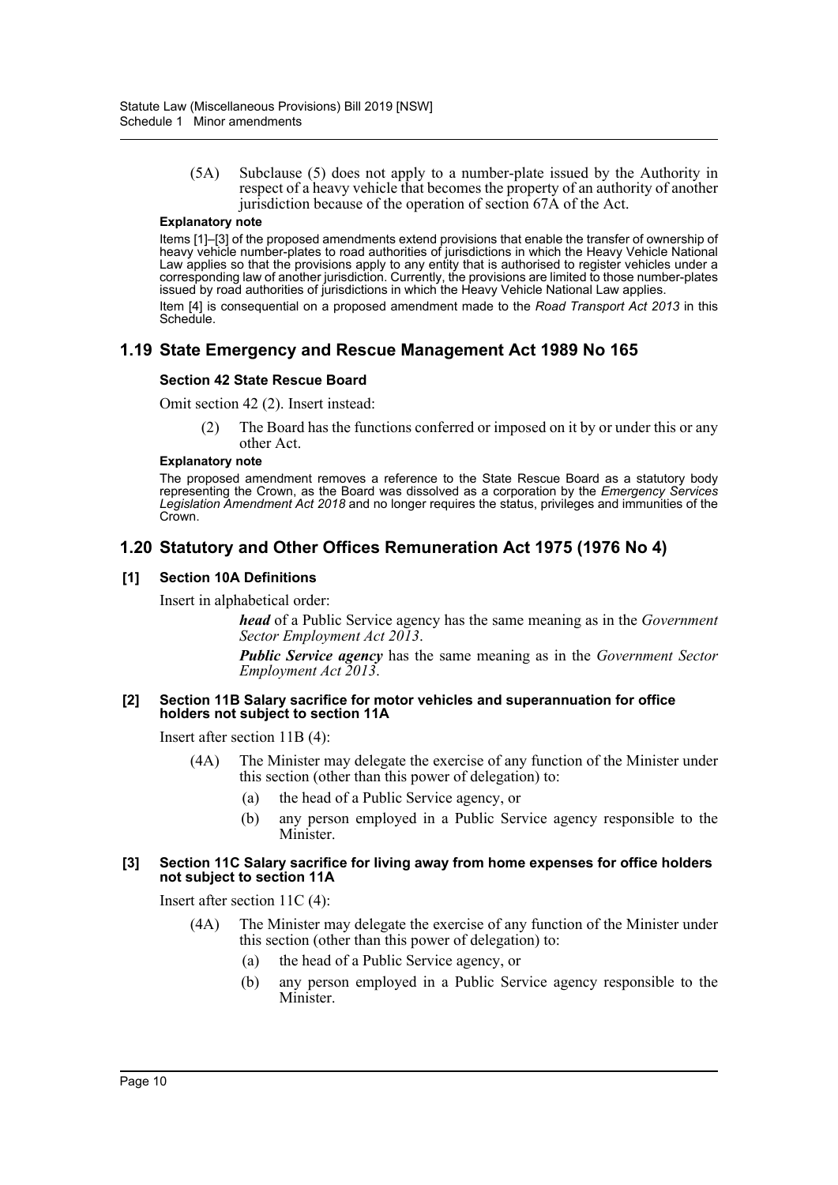(5A) Subclause (5) does not apply to a number-plate issued by the Authority in respect of a heavy vehicle that becomes the property of an authority of another jurisdiction because of the operation of section 67A of the Act.

**Explanatory note**

Items [1]–[3] of the proposed amendments extend provisions that enable the transfer of ownership of heavy vehicle number-plates to road authorities of jurisdictions in which the Heavy Vehicle National Law applies so that the provisions apply to any entity that is authorised to register vehicles under a corresponding law of another jurisdiction. Currently, the provisions are limited to those number-plates issued by road authorities of jurisdictions in which the Heavy Vehicle National Law applies.

Item [4] is consequential on a proposed amendment made to the *Road Transport Act 2013* in this Schedule.

## 1.19 State Emergency and Rescue Management Act 1989 No 165

### Section 42 State Rescue Board

Omit section 42 (2). Insert instead:

(2) The Board has the functions conferred or imposed on it by or under this or any other Act.

**Explanatory note**

The proposed amendment removes a reference to the State Rescue Board as a statutory body representing the Crown, as the Board was dissolved as a corporation by the *Emergency Services Legislation Amendment Act 2018* and no longer requires the status, privileges and immunities of the Crown.

## 1.20 Statutory and Other Offices Remuneration Act 1975 (1976 No 4)

### [1] Section 10A Definitions

Insert in alphabetical order:

***head*** of a Public Service agency has the same meaning as in the *Government Sector Employment Act 2013*.

***Public Service agency*** has the same meaning as in the *Government Sector Employment Act 2013*.

### [2] Section 11B Salary sacrifice for motor vehicles and superannuation for office holders not subject to section 11A

Insert after section 11B (4):

(4A) The Minister may delegate the exercise of any function of the Minister under this section (other than this power of delegation) to:

(a) the head of a Public Service agency, or

(b) any person employed in a Public Service agency responsible to the Minister.

### [3] Section 11C Salary sacrifice for living away from home expenses for office holders not subject to section 11A

Insert after section 11C (4):

(4A) The Minister may delegate the exercise of any function of the Minister under this section (other than this power of delegation) to:

(a) the head of a Public Service agency, or

(b) any person employed in a Public Service agency responsible to the Minister.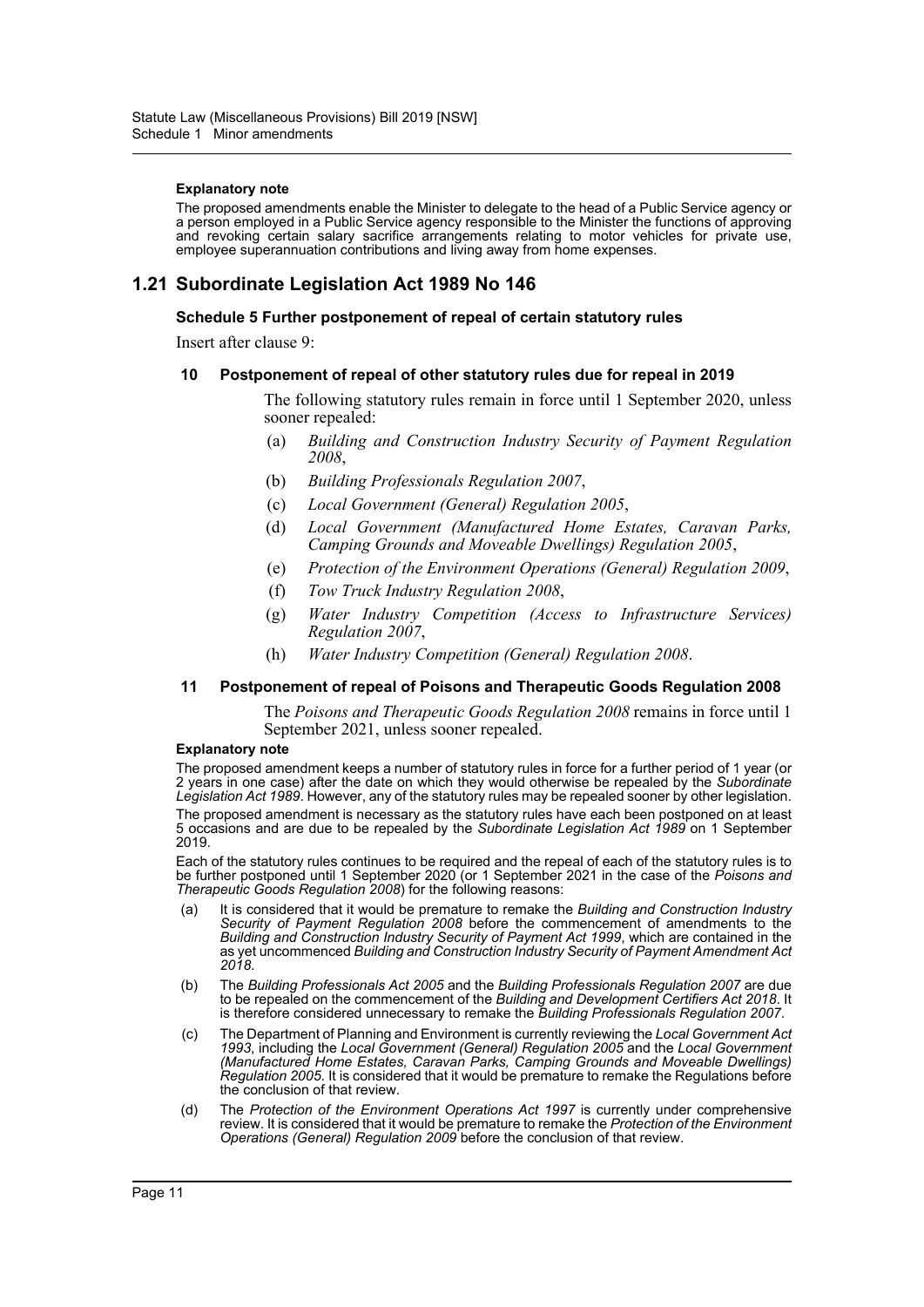**Explanatory note**

The proposed amendments enable the Minister to delegate to the head of a Public Service agency or a person employed in a Public Service agency responsible to the Minister the functions of approving and revoking certain salary sacrifice arrangements relating to motor vehicles for private use, employee superannuation contributions and living away from home expenses.

## 1.21 Subordinate Legislation Act 1989 No 146

### Schedule 5 Further postponement of repeal of certain statutory rules

Insert after clause 9:

#### 10 Postponement of repeal of other statutory rules due for repeal in 2019

The following statutory rules remain in force until 1 September 2020, unless sooner repealed:

(a) *Building and Construction Industry Security of Payment Regulation 2008*,

(b) *Building Professionals Regulation 2007*,

(c) *Local Government (General) Regulation 2005*,

(d) *Local Government (Manufactured Home Estates, Caravan Parks, Camping Grounds and Moveable Dwellings) Regulation 2005*,

(e) *Protection of the Environment Operations (General) Regulation 2009*,

(f) *Tow Truck Industry Regulation 2008*,

(g) *Water Industry Competition (Access to Infrastructure Services) Regulation 2007*,

(h) *Water Industry Competition (General) Regulation 2008*.

#### 11 Postponement of repeal of Poisons and Therapeutic Goods Regulation 2008

The *Poisons and Therapeutic Goods Regulation 2008* remains in force until 1 September 2021, unless sooner repealed.

**Explanatory note**

The proposed amendment keeps a number of statutory rules in force for a further period of 1 year (or 2 years in one case) after the date on which they would otherwise be repealed by the *Subordinate Legislation Act 1989*. However, any of the statutory rules may be repealed sooner by other legislation.

The proposed amendment is necessary as the statutory rules have each been postponed on at least 5 occasions and are due to be repealed by the *Subordinate Legislation Act 1989* on 1 September 2019.

Each of the statutory rules continues to be required and the repeal of each of the statutory rules is to be further postponed until 1 September 2020 (or 1 September 2021 in the case of the *Poisons and Therapeutic Goods Regulation 2008*) for the following reasons:

(a) It is considered that it would be premature to remake the *Building and Construction Industry Security of Payment Regulation 2008* before the commencement of amendments to the *Building and Construction Industry Security of Payment Act 1999*, which are contained in the as yet uncommenced *Building and Construction Industry Security of Payment Amendment Act 2018*.

(b) The *Building Professionals Act 2005* and the *Building Professionals Regulation 2007* are due to be repealed on the commencement of the *Building and Development Certifiers Act 2018*. It is therefore considered unnecessary to remake the *Building Professionals Regulation 2007*.

(c) The Department of Planning and Environment is currently reviewing the *Local Government Act 1993*, including the *Local Government (General) Regulation 2005* and the *Local Government (Manufactured Home Estates, Caravan Parks, Camping Grounds and Moveable Dwellings) Regulation 2005*. It is considered that it would be premature to remake the Regulations before the conclusion of that review.

(d) The *Protection of the Environment Operations Act 1997* is currently under comprehensive review. It is considered that it would be premature to remake the *Protection of the Environment Operations (General) Regulation 2009* before the conclusion of that review.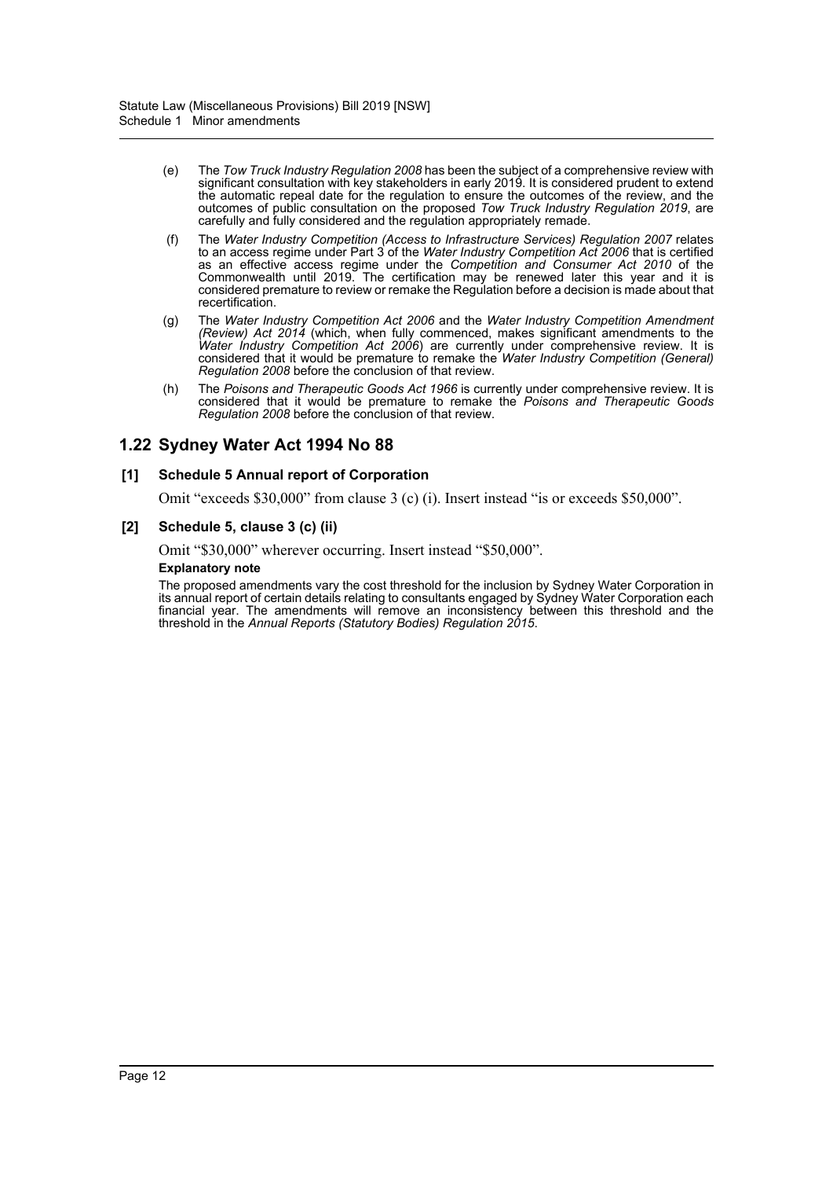(e) The *Tow Truck Industry Regulation 2008* has been the subject of a comprehensive review with significant consultation with key stakeholders in early 2019. It is considered prudent to extend the automatic repeal date for the regulation to ensure the outcomes of the review, and the outcomes of public consultation on the proposed *Tow Truck Industry Regulation 2019*, are carefully and fully considered and the regulation appropriately remade.

(f) The *Water Industry Competition (Access to Infrastructure Services) Regulation 2007* relates to an access regime under Part 3 of the *Water Industry Competition Act 2006* that is certified as an effective access regime under the *Competition and Consumer Act 2010* of the Commonwealth until 2019. The certification may be renewed later this year and it is considered premature to review or remake the Regulation before a decision is made about that recertification.

(g) The *Water Industry Competition Act 2006* and the *Water Industry Competition Amendment (Review) Act 2014* (which, when fully commenced, makes significant amendments to the *Water Industry Competition Act 2006*) are currently under comprehensive review. It is considered that it would be premature to remake the *Water Industry Competition (General) Regulation 2008* before the conclusion of that review.

(h) The *Poisons and Therapeutic Goods Act 1966* is currently under comprehensive review. It is considered that it would be premature to remake the *Poisons and Therapeutic Goods Regulation 2008* before the conclusion of that review.

## 1.22 Sydney Water Act 1994 No 88

### [1] Schedule 5 Annual report of Corporation

Omit “exceeds $30,000” from clause 3 (c) (i). Insert instead “is or exceeds $50,000”.

### [2] Schedule 5, clause 3 (c) (ii)

Omit “$30,000” wherever occurring. Insert instead “$50,000”.

**Explanatory note**

The proposed amendments vary the cost threshold for the inclusion by Sydney Water Corporation in its annual report of certain details relating to consultants engaged by Sydney Water Corporation each financial year. The amendments will remove an inconsistency between this threshold and the threshold in the *Annual Reports (Statutory Bodies) Regulation 2015*.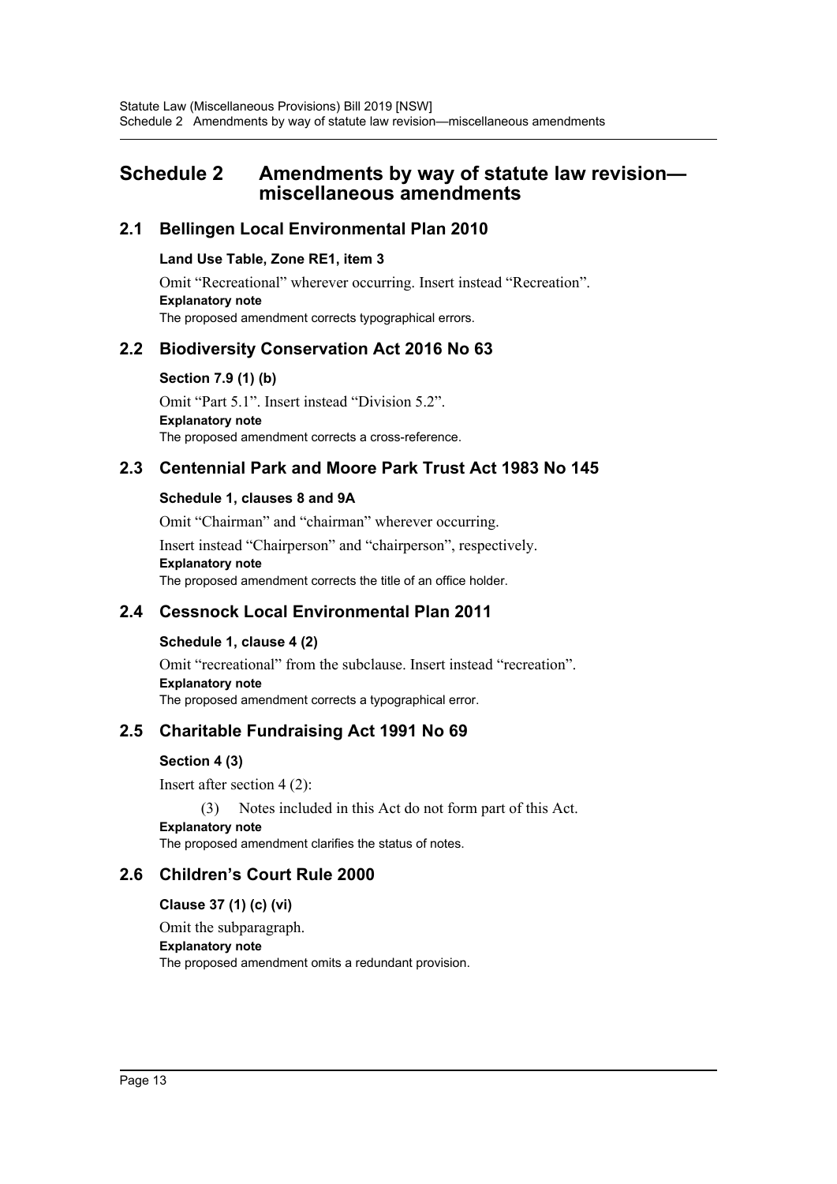# Schedule 2 Amendments by way of statute law revision—miscellaneous amendments

## 2.1 Bellingen Local Environmental Plan 2010

### Land Use Table, Zone RE1, item 3

Omit "Recreational" wherever occurring. Insert instead "Recreation".

**Explanatory note**

The proposed amendment corrects typographical errors.

## 2.2 Biodiversity Conservation Act 2016 No 63

### Section 7.9 (1) (b)

Omit "Part 5.1". Insert instead "Division 5.2".

**Explanatory note**

The proposed amendment corrects a cross-reference.

## 2.3 Centennial Park and Moore Park Trust Act 1983 No 145

### Schedule 1, clauses 8 and 9A

Omit "Chairman" and "chairman" wherever occurring.

Insert instead "Chairperson" and "chairperson", respectively.

**Explanatory note**

The proposed amendment corrects the title of an office holder.

## 2.4 Cessnock Local Environmental Plan 2011

### Schedule 1, clause 4 (2)

Omit "recreational" from the subclause. Insert instead "recreation".

**Explanatory note**

The proposed amendment corrects a typographical error.

## 2.5 Charitable Fundraising Act 1991 No 69

### Section 4 (3)

Insert after section 4 (2):

(3) Notes included in this Act do not form part of this Act.

**Explanatory note**

The proposed amendment clarifies the status of notes.

## 2.6 Children's Court Rule 2000

### Clause 37 (1) (c) (vi)

Omit the subparagraph.

**Explanatory note**

The proposed amendment omits a redundant provision.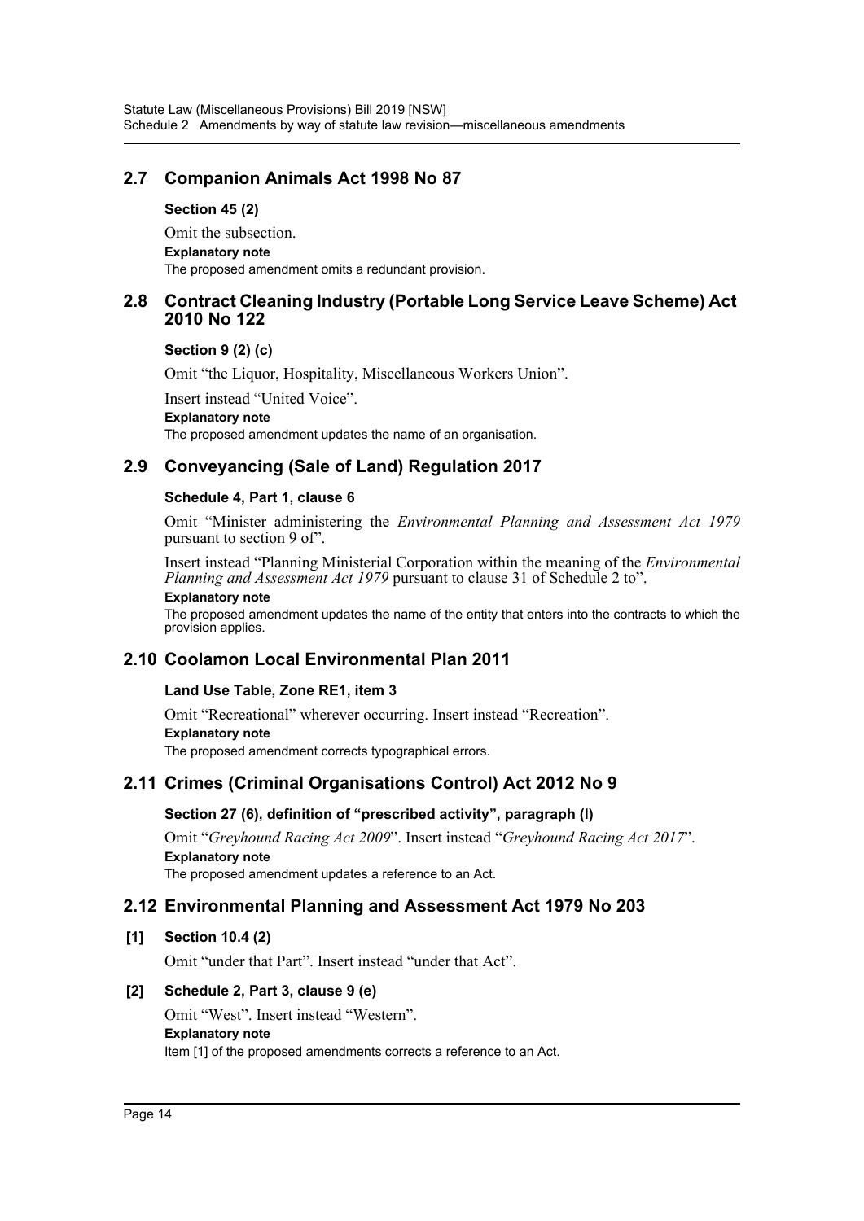## 2.7 Companion Animals Act 1998 No 87

**Section 45 (2)**

Omit the subsection.

**Explanatory note**

The proposed amendment omits a redundant provision.

## 2.8 Contract Cleaning Industry (Portable Long Service Leave Scheme) Act 2010 No 122

**Section 9 (2) (c)**

Omit "the Liquor, Hospitality, Miscellaneous Workers Union".

Insert instead "United Voice".

**Explanatory note**

The proposed amendment updates the name of an organisation.

## 2.9 Conveyancing (Sale of Land) Regulation 2017

**Schedule 4, Part 1, clause 6**

Omit "Minister administering the *Environmental Planning and Assessment Act 1979* pursuant to section 9 of".

Insert instead "Planning Ministerial Corporation within the meaning of the *Environmental Planning and Assessment Act 1979* pursuant to clause 31 of Schedule 2 to".

**Explanatory note**

The proposed amendment updates the name of the entity that enters into the contracts to which the provision applies.

## 2.10 Coolamon Local Environmental Plan 2011

**Land Use Table, Zone RE1, item 3**

Omit "Recreational" wherever occurring. Insert instead "Recreation".

**Explanatory note**

The proposed amendment corrects typographical errors.

## 2.11 Crimes (Criminal Organisations Control) Act 2012 No 9

**Section 27 (6), definition of "prescribed activity", paragraph (l)**

Omit "*Greyhound Racing Act 2009*". Insert instead "*Greyhound Racing Act 2017*".

**Explanatory note**

The proposed amendment updates a reference to an Act.

## 2.12 Environmental Planning and Assessment Act 1979 No 203

**[1] Section 10.4 (2)**

Omit "under that Part". Insert instead "under that Act".

**[2] Schedule 2, Part 3, clause 9 (e)**

Omit "West". Insert instead "Western".

**Explanatory note**

Item [1] of the proposed amendments corrects a reference to an Act.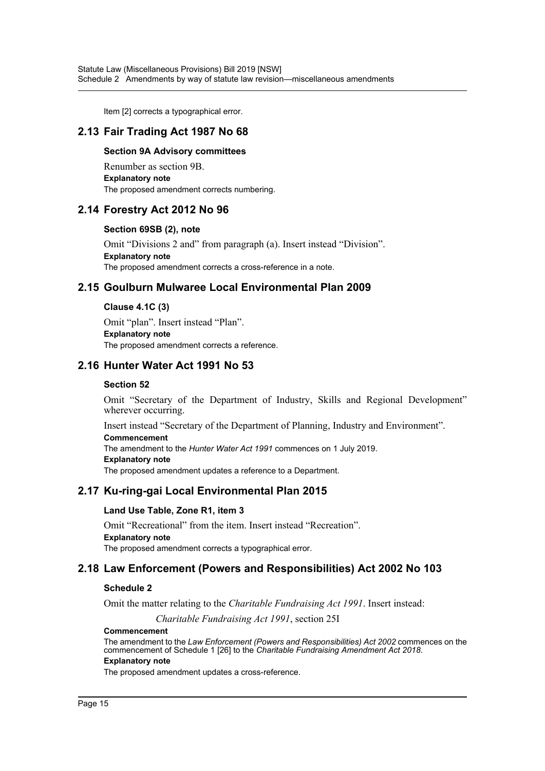Item [2] corrects a typographical error.

## 2.13 Fair Trading Act 1987 No 68

### Section 9A Advisory committees

Renumber as section 9B.

**Explanatory note**

The proposed amendment corrects numbering.

## 2.14 Forestry Act 2012 No 96

### Section 69SB (2), note

Omit "Divisions 2 and" from paragraph (a). Insert instead "Division".

**Explanatory note**

The proposed amendment corrects a cross-reference in a note.

## 2.15 Goulburn Mulwaree Local Environmental Plan 2009

### Clause 4.1C (3)

Omit "plan". Insert instead "Plan".

**Explanatory note**

The proposed amendment corrects a reference.

## 2.16 Hunter Water Act 1991 No 53

### Section 52

Omit "Secretary of the Department of Industry, Skills and Regional Development" wherever occurring.

Insert instead "Secretary of the Department of Planning, Industry and Environment".

**Commencement**

The amendment to the *Hunter Water Act 1991* commences on 1 July 2019.

**Explanatory note**

The proposed amendment updates a reference to a Department.

## 2.17 Ku-ring-gai Local Environmental Plan 2015

### Land Use Table, Zone R1, item 3

Omit "Recreational" from the item. Insert instead "Recreation".

**Explanatory note**

The proposed amendment corrects a typographical error.

## 2.18 Law Enforcement (Powers and Responsibilities) Act 2002 No 103

### Schedule 2

Omit the matter relating to the *Charitable Fundraising Act 1991*. Insert instead:

*Charitable Fundraising Act 1991*, section 25I

**Commencement**

The amendment to the *Law Enforcement (Powers and Responsibilities) Act 2002* commences on the commencement of Schedule 1 [26] to the *Charitable Fundraising Amendment Act 2018*.

**Explanatory note**

The proposed amendment updates a cross-reference.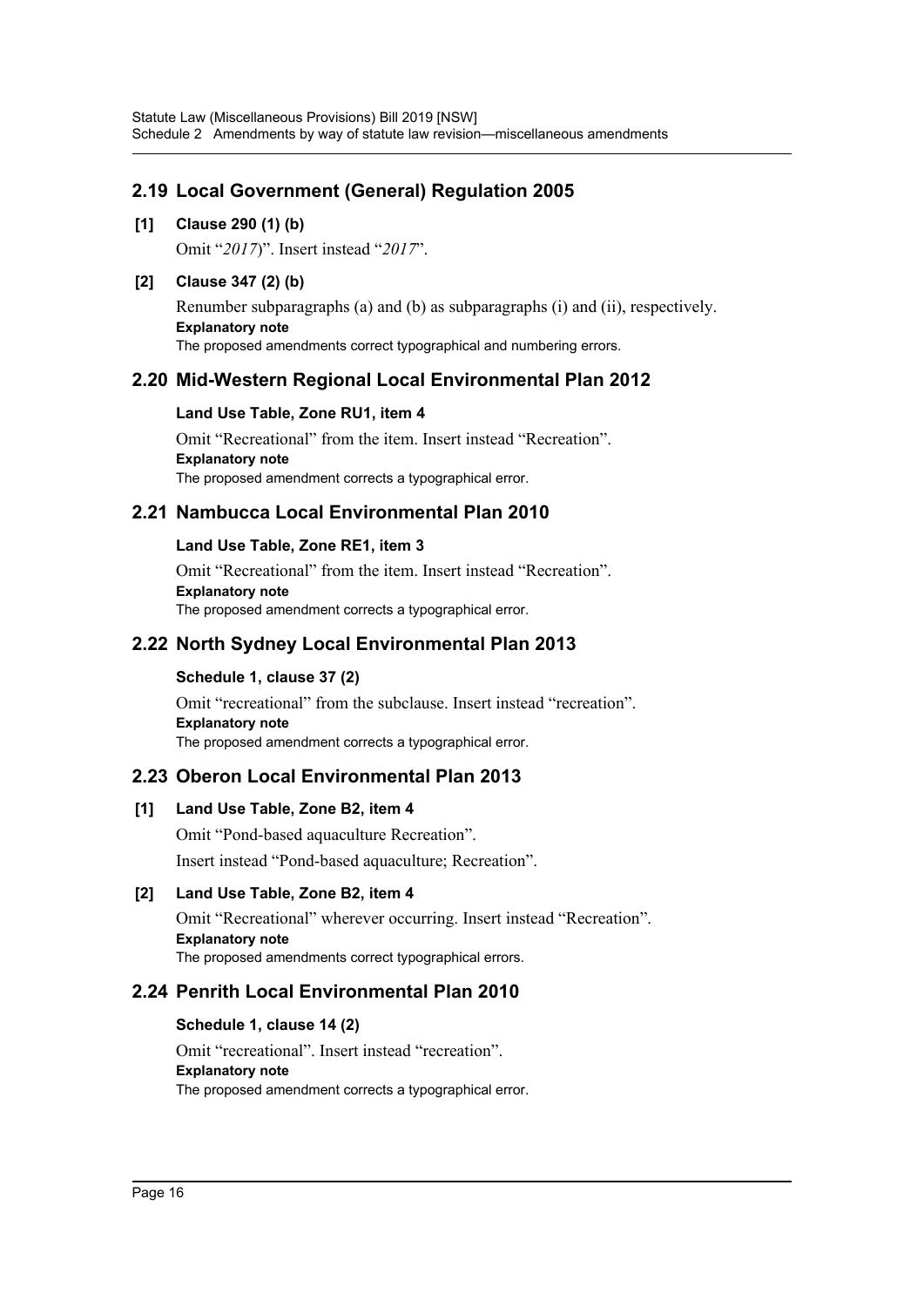## 2.19 Local Government (General) Regulation 2005

**[1] Clause 290 (1) (b)**

Omit "*2017*)". Insert instead "*2017*".

**[2] Clause 347 (2) (b)**

Renumber subparagraphs (a) and (b) as subparagraphs (i) and (ii), respectively.

**Explanatory note**

The proposed amendments correct typographical and numbering errors.

## 2.20 Mid-Western Regional Local Environmental Plan 2012

**Land Use Table, Zone RU1, item 4**

Omit "Recreational" from the item. Insert instead "Recreation".

**Explanatory note**

The proposed amendment corrects a typographical error.

## 2.21 Nambucca Local Environmental Plan 2010

**Land Use Table, Zone RE1, item 3**

Omit "Recreational" from the item. Insert instead "Recreation".

**Explanatory note**

The proposed amendment corrects a typographical error.

## 2.22 North Sydney Local Environmental Plan 2013

**Schedule 1, clause 37 (2)**

Omit "recreational" from the subclause. Insert instead "recreation".

**Explanatory note**

The proposed amendment corrects a typographical error.

## 2.23 Oberon Local Environmental Plan 2013

**[1] Land Use Table, Zone B2, item 4**

Omit "Pond-based aquaculture Recreation".

Insert instead "Pond-based aquaculture; Recreation".

**[2] Land Use Table, Zone B2, item 4**

Omit "Recreational" wherever occurring. Insert instead "Recreation".

**Explanatory note**

The proposed amendments correct typographical errors.

## 2.24 Penrith Local Environmental Plan 2010

**Schedule 1, clause 14 (2)**

Omit "recreational". Insert instead "recreation".

**Explanatory note**

The proposed amendment corrects a typographical error.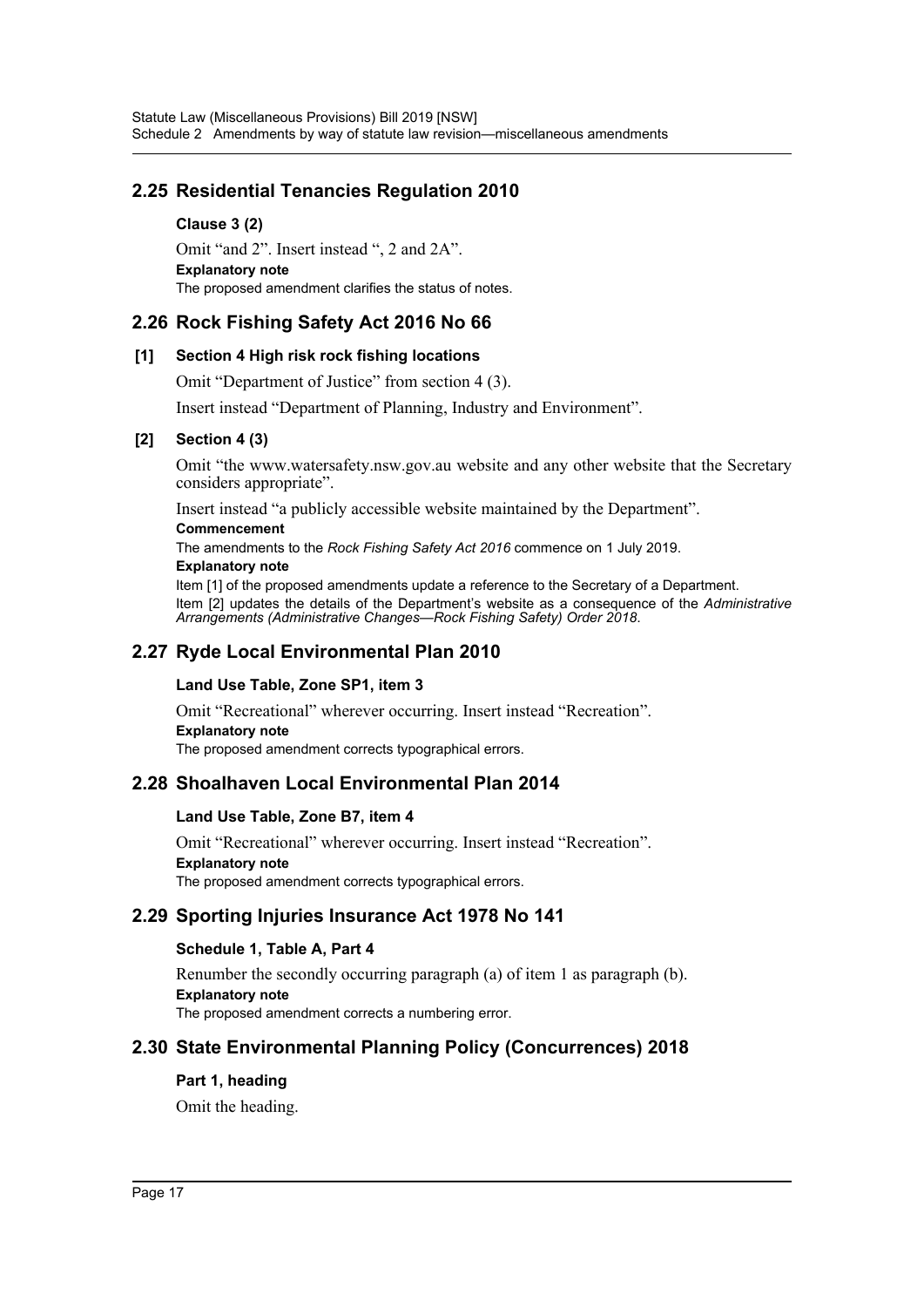## 2.25 Residential Tenancies Regulation 2010

### Clause 3 (2)

Omit "and 2". Insert instead ", 2 and 2A".

**Explanatory note**

The proposed amendment clarifies the status of notes.

## 2.26 Rock Fishing Safety Act 2016 No 66

### [1] Section 4 High risk rock fishing locations

Omit "Department of Justice" from section 4 (3).

Insert instead "Department of Planning, Industry and Environment".

### [2] Section 4 (3)

Omit "the www.watersafety.nsw.gov.au website and any other website that the Secretary considers appropriate".

Insert instead "a publicly accessible website maintained by the Department".

**Commencement**

The amendments to the *Rock Fishing Safety Act 2016* commence on 1 July 2019.

**Explanatory note**

Item [1] of the proposed amendments update a reference to the Secretary of a Department.

Item [2] updates the details of the Department's website as a consequence of the *Administrative Arrangements (Administrative Changes—Rock Fishing Safety) Order 2018*.

## 2.27 Ryde Local Environmental Plan 2010

### Land Use Table, Zone SP1, item 3

Omit "Recreational" wherever occurring. Insert instead "Recreation".

**Explanatory note**

The proposed amendment corrects typographical errors.

## 2.28 Shoalhaven Local Environmental Plan 2014

### Land Use Table, Zone B7, item 4

Omit "Recreational" wherever occurring. Insert instead "Recreation".

**Explanatory note**

The proposed amendment corrects typographical errors.

## 2.29 Sporting Injuries Insurance Act 1978 No 141

### Schedule 1, Table A, Part 4

Renumber the secondly occurring paragraph (a) of item 1 as paragraph (b).

**Explanatory note**

The proposed amendment corrects a numbering error.

## 2.30 State Environmental Planning Policy (Concurrences) 2018

### Part 1, heading

Omit the heading.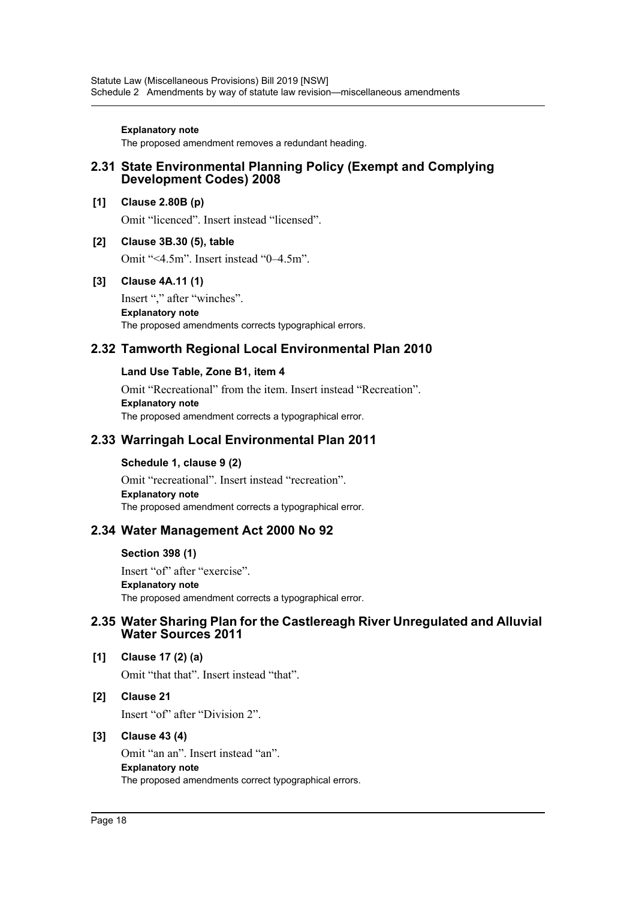**Explanatory note**

The proposed amendment removes a redundant heading.

## 2.31 State Environmental Planning Policy (Exempt and Complying Development Codes) 2008

**[1] Clause 2.80B (p)**

Omit “licenced”. Insert instead “licensed”.

**[2] Clause 3B.30 (5), table**

Omit “<4.5m”. Insert instead “0–4.5m”.

**[3] Clause 4A.11 (1)**

Insert “,” after “winches”.

**Explanatory note**

The proposed amendments corrects typographical errors.

## 2.32 Tamworth Regional Local Environmental Plan 2010

**Land Use Table, Zone B1, item 4**

Omit “Recreational” from the item. Insert instead “Recreation”.

**Explanatory note**

The proposed amendment corrects a typographical error.

## 2.33 Warringah Local Environmental Plan 2011

**Schedule 1, clause 9 (2)**

Omit “recreational”. Insert instead “recreation”.

**Explanatory note**

The proposed amendment corrects a typographical error.

## 2.34 Water Management Act 2000 No 92

**Section 398 (1)**

Insert “of” after “exercise”.

**Explanatory note**

The proposed amendment corrects a typographical error.

## 2.35 Water Sharing Plan for the Castlereagh River Unregulated and Alluvial Water Sources 2011

**[1] Clause 17 (2) (a)**

Omit “that that”. Insert instead “that”.

**[2] Clause 21**

Insert “of” after “Division 2”.

**[3] Clause 43 (4)**

Omit “an an”. Insert instead “an”.

**Explanatory note**

The proposed amendments correct typographical errors.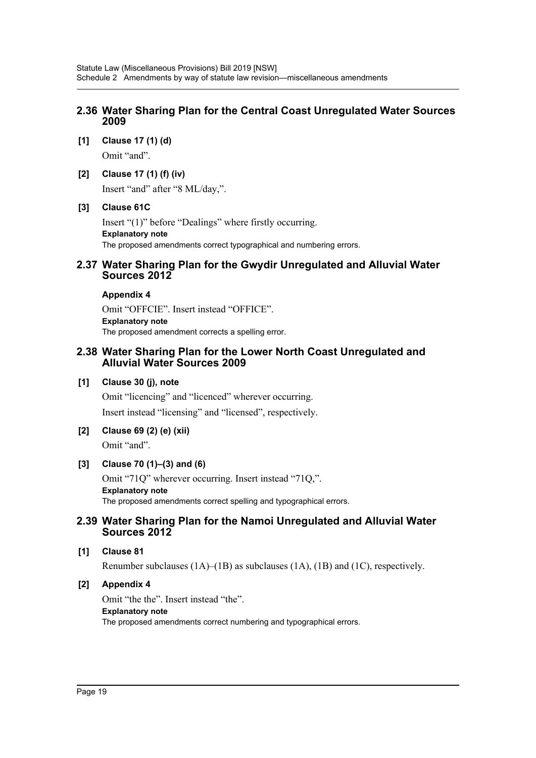## 2.36 Water Sharing Plan for the Central Coast Unregulated Water Sources 2009

**[1] Clause 17 (1) (d)**

Omit "and".

**[2] Clause 17 (1) (f) (iv)**

Insert "and" after "8 ML/day,".

**[3] Clause 61C**

Insert "(1)" before "Dealings" where firstly occurring.

**Explanatory note**

The proposed amendments correct typographical and numbering errors.

## 2.37 Water Sharing Plan for the Gwydir Unregulated and Alluvial Water Sources 2012

**Appendix 4**

Omit "OFFCIE". Insert instead "OFFICE".

**Explanatory note**

The proposed amendment corrects a spelling error.

## 2.38 Water Sharing Plan for the Lower North Coast Unregulated and Alluvial Water Sources 2009

**[1] Clause 30 (j), note**

Omit "licencing" and "licenced" wherever occurring.

Insert instead "licensing" and "licensed", respectively.

**[2] Clause 69 (2) (e) (xii)**

Omit "and".

**[3] Clause 70 (1)–(3) and (6)**

Omit "71Q" wherever occurring. Insert instead "71Q,".

**Explanatory note**

The proposed amendments correct spelling and typographical errors.

## 2.39 Water Sharing Plan for the Namoi Unregulated and Alluvial Water Sources 2012

**[1] Clause 81**

Renumber subclauses (1A)–(1B) as subclauses (1A), (1B) and (1C), respectively.

**[2] Appendix 4**

Omit "the the". Insert instead "the".

**Explanatory note**

The proposed amendments correct numbering and typographical errors.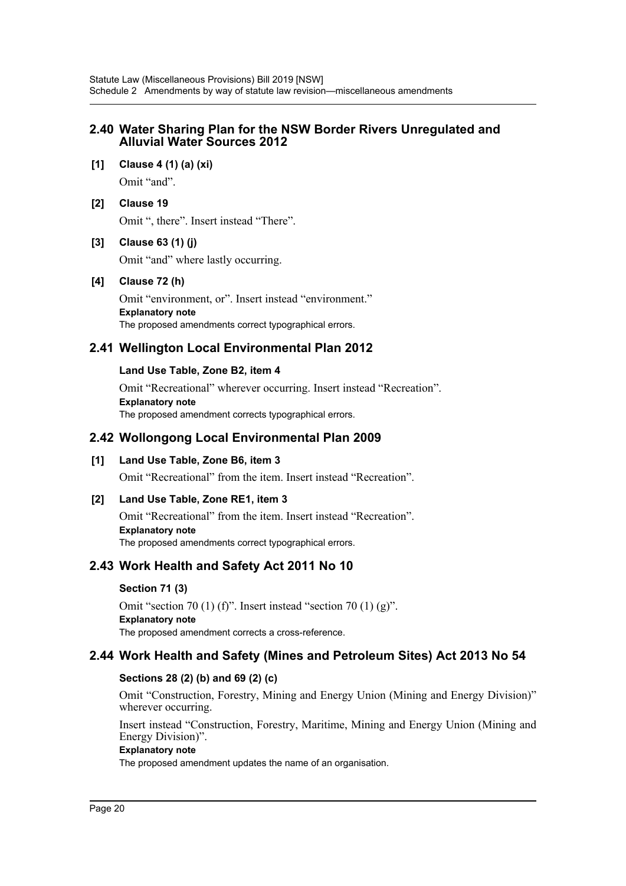## 2.40 Water Sharing Plan for the NSW Border Rivers Unregulated and Alluvial Water Sources 2012

**[1] Clause 4 (1) (a) (xi)**

Omit "and".

**[2] Clause 19**

Omit ", there". Insert instead "There".

**[3] Clause 63 (1) (j)**

Omit "and" where lastly occurring.

**[4] Clause 72 (h)**

Omit "environment, or". Insert instead "environment."

**Explanatory note**

The proposed amendments correct typographical errors.

## 2.41 Wellington Local Environmental Plan 2012

**Land Use Table, Zone B2, item 4**

Omit "Recreational" wherever occurring. Insert instead "Recreation".

**Explanatory note**

The proposed amendment corrects typographical errors.

## 2.42 Wollongong Local Environmental Plan 2009

**[1] Land Use Table, Zone B6, item 3**

Omit "Recreational" from the item. Insert instead "Recreation".

**[2] Land Use Table, Zone RE1, item 3**

Omit "Recreational" from the item. Insert instead "Recreation".

**Explanatory note**

The proposed amendments correct typographical errors.

## 2.43 Work Health and Safety Act 2011 No 10

**Section 71 (3)**

Omit "section 70 (1) (f)". Insert instead "section 70 (1) (g)".

**Explanatory note**

The proposed amendment corrects a cross-reference.

## 2.44 Work Health and Safety (Mines and Petroleum Sites) Act 2013 No 54

**Sections 28 (2) (b) and 69 (2) (c)**

Omit "Construction, Forestry, Mining and Energy Union (Mining and Energy Division)" wherever occurring.

Insert instead "Construction, Forestry, Maritime, Mining and Energy Union (Mining and Energy Division)".

**Explanatory note**

The proposed amendment updates the name of an organisation.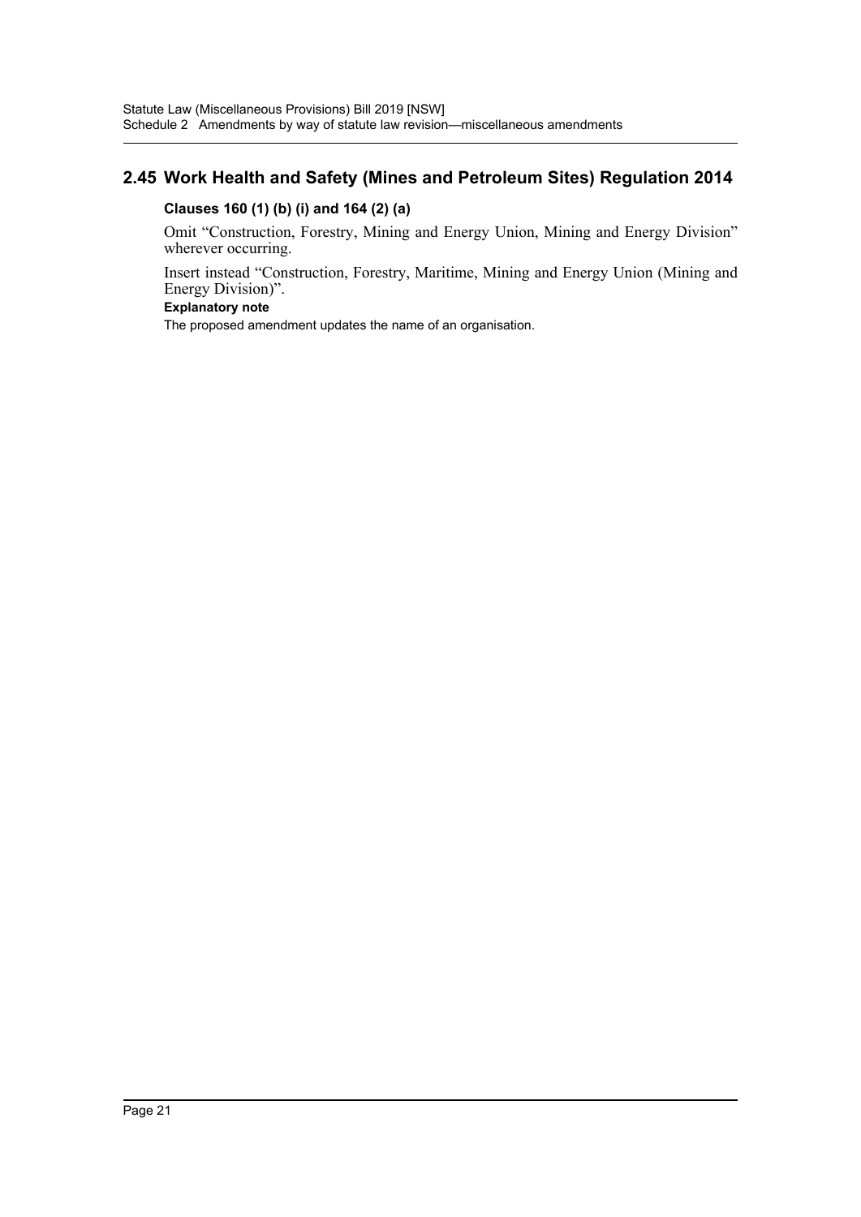## 2.45 Work Health and Safety (Mines and Petroleum Sites) Regulation 2014

### Clauses 160 (1) (b) (i) and 164 (2) (a)

Omit "Construction, Forestry, Mining and Energy Union, Mining and Energy Division" wherever occurring.

Insert instead "Construction, Forestry, Maritime, Mining and Energy Union (Mining and Energy Division)".

**Explanatory note**

The proposed amendment updates the name of an organisation.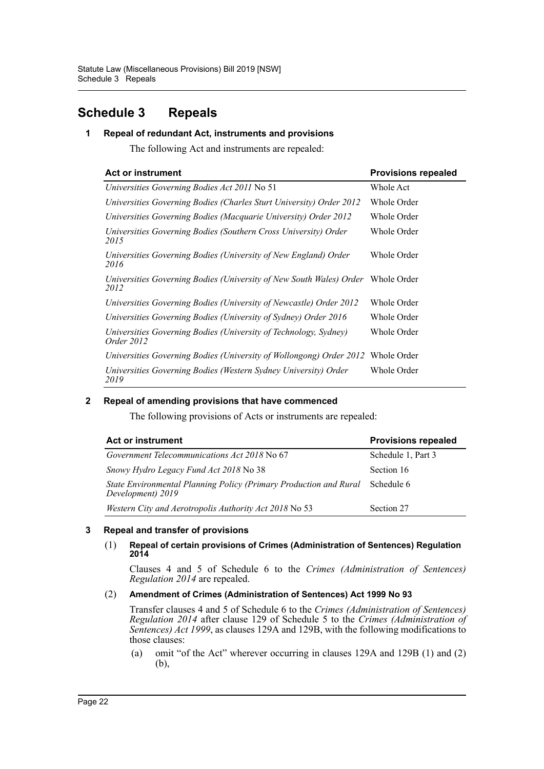# Schedule 3 Repeals

## 1 Repeal of redundant Act, instruments and provisions

The following Act and instruments are repealed:

| Act or instrument | Provisions repealed |
|---|---|
| *Universities Governing Bodies Act 2011* No 51 | Whole Act |
| *Universities Governing Bodies (Charles Sturt University) Order 2012* | Whole Order |
| *Universities Governing Bodies (Macquarie University) Order 2012* | Whole Order |
| *Universities Governing Bodies (Southern Cross University) Order 2015* | Whole Order |
| *Universities Governing Bodies (University of New England) Order 2016* | Whole Order |
| *Universities Governing Bodies (University of New South Wales) Order 2012* | Whole Order |
| *Universities Governing Bodies (University of Newcastle) Order 2012* | Whole Order |
| *Universities Governing Bodies (University of Sydney) Order 2016* | Whole Order |
| *Universities Governing Bodies (University of Technology, Sydney) Order 2012* | Whole Order |
| *Universities Governing Bodies (University of Wollongong) Order 2012* | Whole Order |
| *Universities Governing Bodies (Western Sydney University) Order 2019* | Whole Order |

## 2 Repeal of amending provisions that have commenced

The following provisions of Acts or instruments are repealed:

| Act or instrument | Provisions repealed |
|---|---|
| *Government Telecommunications Act 2018* No 67 | Schedule 1, Part 3 |
| *Snowy Hydro Legacy Fund Act 2018* No 38 | Section 16 |
| *State Environmental Planning Policy (Primary Production and Rural Development) 2019* | Schedule 6 |
| *Western City and Aerotropolis Authority Act 2018* No 53 | Section 27 |

## 3 Repeal and transfer of provisions

(1) **Repeal of certain provisions of Crimes (Administration of Sentences) Regulation 2014**

Clauses 4 and 5 of Schedule 6 to the *Crimes (Administration of Sentences) Regulation 2014* are repealed.

(2) **Amendment of Crimes (Administration of Sentences) Act 1999 No 93**

Transfer clauses 4 and 5 of Schedule 6 to the *Crimes (Administration of Sentences) Regulation 2014* after clause 129 of Schedule 5 to the *Crimes (Administration of Sentences) Act 1999*, as clauses 129A and 129B, with the following modifications to those clauses:

(a) omit "of the Act" wherever occurring in clauses 129A and 129B (1) and (2) (b),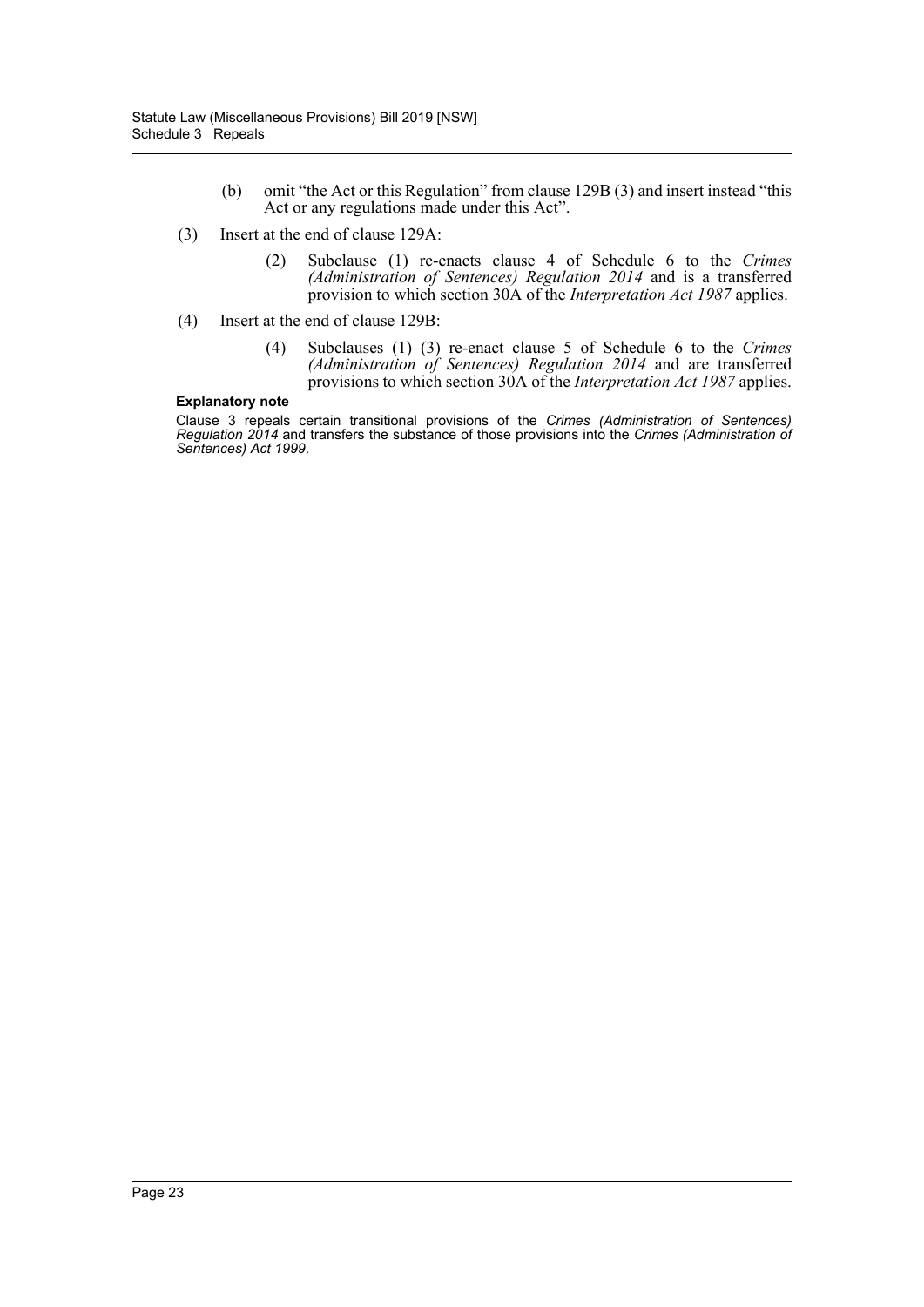(b) omit "the Act or this Regulation" from clause 129B (3) and insert instead "this Act or any regulations made under this Act".

(3) Insert at the end of clause 129A:

> (2) Subclause (1) re-enacts clause 4 of Schedule 6 to the *Crimes (Administration of Sentences) Regulation 2014* and is a transferred provision to which section 30A of the *Interpretation Act 1987* applies.

(4) Insert at the end of clause 129B:

> (4) Subclauses (1)–(3) re-enact clause 5 of Schedule 6 to the *Crimes (Administration of Sentences) Regulation 2014* and are transferred provisions to which section 30A of the *Interpretation Act 1987* applies.

**Explanatory note**

Clause 3 repeals certain transitional provisions of the *Crimes (Administration of Sentences) Regulation 2014* and transfers the substance of those provisions into the *Crimes (Administration of Sentences) Act 1999*.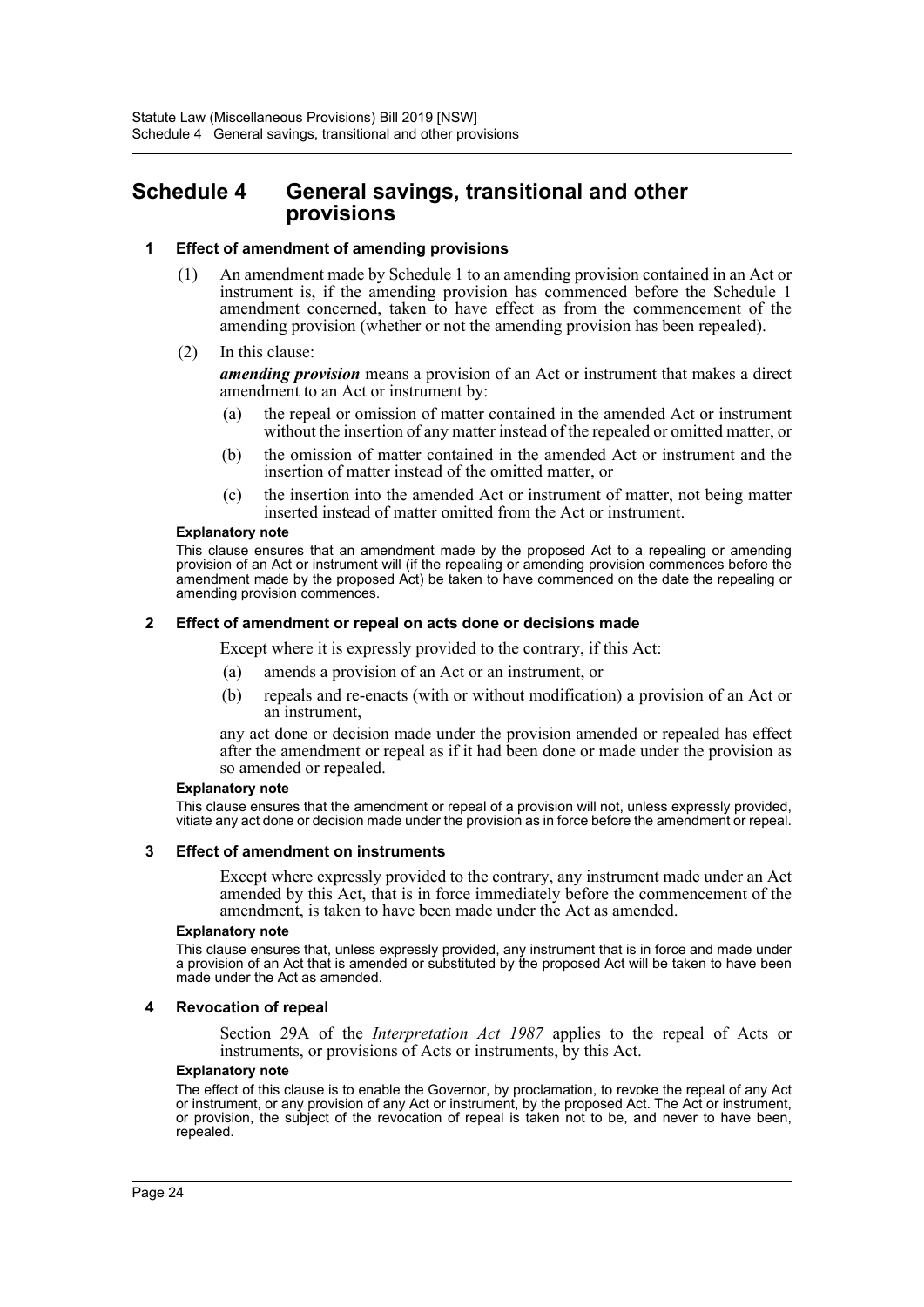# Schedule 4 General savings, transitional and other provisions

### 1 Effect of amendment of amending provisions

(1) An amendment made by Schedule 1 to an amending provision contained in an Act or instrument is, if the amending provision has commenced before the Schedule 1 amendment concerned, taken to have effect as from the commencement of the amending provision (whether or not the amending provision has been repealed).

(2) In this clause:

***amending provision*** means a provision of an Act or instrument that makes a direct amendment to an Act or instrument by:

(a) the repeal or omission of matter contained in the amended Act or instrument without the insertion of any matter instead of the repealed or omitted matter, or

(b) the omission of matter contained in the amended Act or instrument and the insertion of matter instead of the omitted matter, or

(c) the insertion into the amended Act or instrument of matter, not being matter inserted instead of matter omitted from the Act or instrument.

**Explanatory note**

This clause ensures that an amendment made by the proposed Act to a repealing or amending provision of an Act or instrument will (if the repealing or amending provision commences before the amendment made by the proposed Act) be taken to have commenced on the date the repealing or amending provision commences.

### 2 Effect of amendment or repeal on acts done or decisions made

Except where it is expressly provided to the contrary, if this Act:

(a) amends a provision of an Act or an instrument, or

(b) repeals and re-enacts (with or without modification) a provision of an Act or an instrument,

any act done or decision made under the provision amended or repealed has effect after the amendment or repeal as if it had been done or made under the provision as so amended or repealed.

**Explanatory note**

This clause ensures that the amendment or repeal of a provision will not, unless expressly provided, vitiate any act done or decision made under the provision as in force before the amendment or repeal.

### 3 Effect of amendment on instruments

Except where expressly provided to the contrary, any instrument made under an Act amended by this Act, that is in force immediately before the commencement of the amendment, is taken to have been made under the Act as amended.

**Explanatory note**

This clause ensures that, unless expressly provided, any instrument that is in force and made under a provision of an Act that is amended or substituted by the proposed Act will be taken to have been made under the Act as amended.

### 4 Revocation of repeal

Section 29A of the *Interpretation Act 1987* applies to the repeal of Acts or instruments, or provisions of Acts or instruments, by this Act.

**Explanatory note**

The effect of this clause is to enable the Governor, by proclamation, to revoke the repeal of any Act or instrument, or any provision of any Act or instrument, by the proposed Act. The Act or instrument, or provision, the subject of the revocation of repeal is taken not to be, and never to have been, repealed.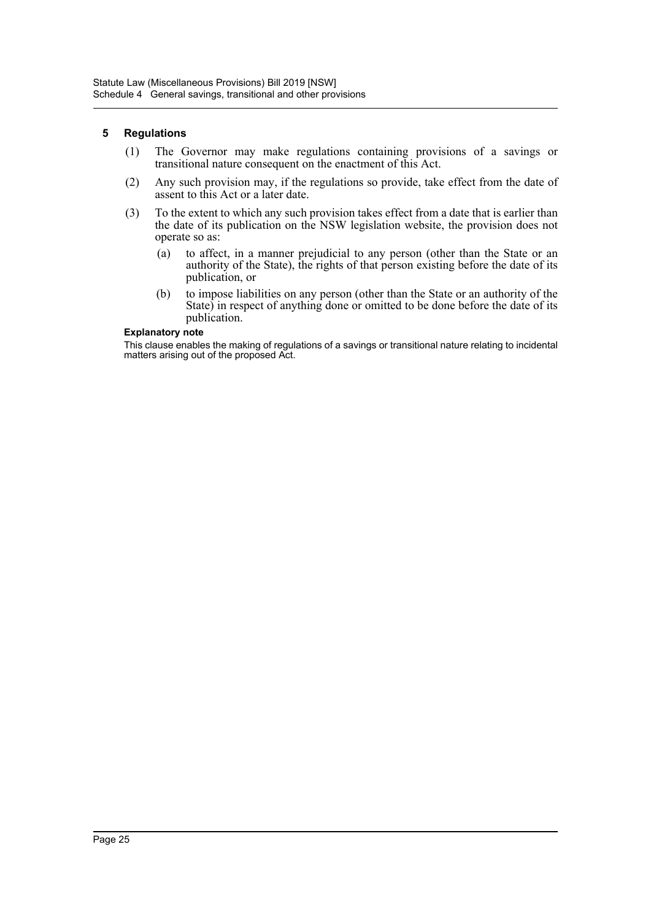### 5 Regulations

(1) The Governor may make regulations containing provisions of a savings or transitional nature consequent on the enactment of this Act.

(2) Any such provision may, if the regulations so provide, take effect from the date of assent to this Act or a later date.

(3) To the extent to which any such provision takes effect from a date that is earlier than the date of its publication on the NSW legislation website, the provision does not operate so as:

(a) to affect, in a manner prejudicial to any person (other than the State or an authority of the State), the rights of that person existing before the date of its publication, or

(b) to impose liabilities on any person (other than the State or an authority of the State) in respect of anything done or omitted to be done before the date of its publication.

**Explanatory note**

This clause enables the making of regulations of a savings or transitional nature relating to incidental matters arising out of the proposed Act.